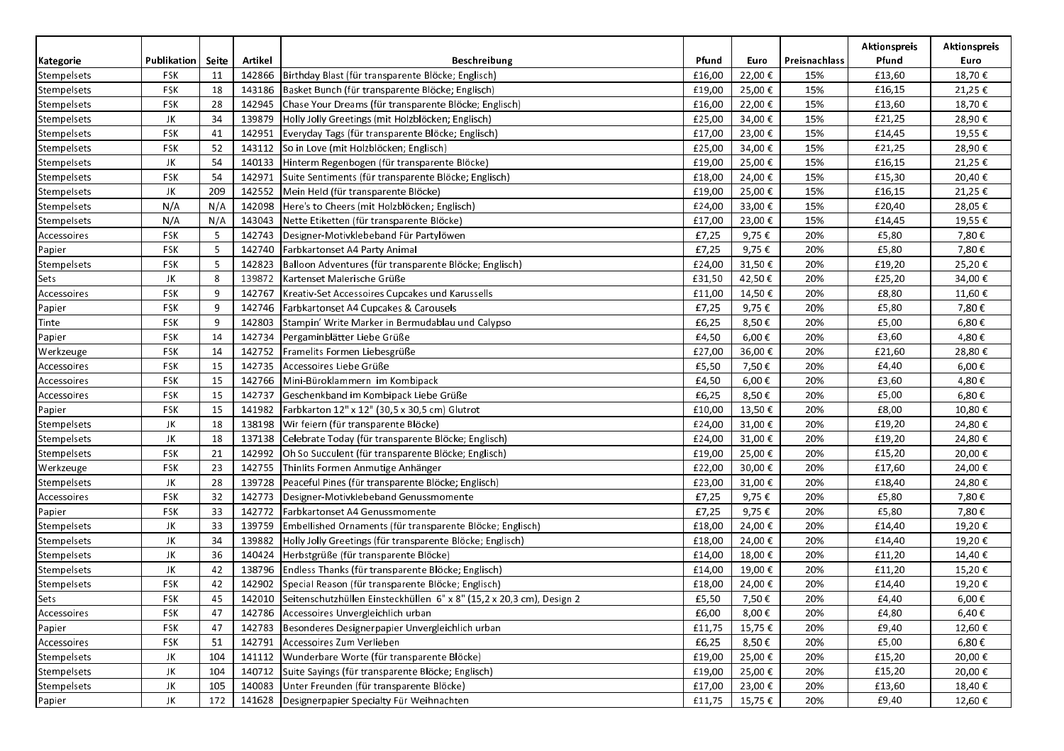| Kategorie | Publikation | Seite | Artikel | Beschreibung | Pfund | Euro | Preisnachlass | Aktionspreis Pfund | Aktionspreis Euro |
|---|---|---|---|---|---|---|---|---|---|
| Stempelsets | FSK | 11 | 142866 | Birthday Blast (für transparente Blöcke; Englisch) | £16,00 | 22,00 € | 15% | £13,60 | 18,70 € |
| Stempelsets | FSK | 18 | 143186 | Basket Bunch (für transparente Blöcke; Englisch) | £19,00 | 25,00 € | 15% | £16,15 | 21,25 € |
| Stempelsets | FSK | 28 | 142945 | Chase Your Dreams (für transparente Blöcke; Englisch) | £16,00 | 22,00 € | 15% | £13,60 | 18,70 € |
| Stempelsets | JK | 34 | 139879 | Holly Jolly Greetings (mit Holzblöcken; Englisch) | £25,00 | 34,00 € | 15% | £21,25 | 28,90 € |
| Stempelsets | FSK | 41 | 142951 | Everyday Tags (für transparente Blöcke; Englisch) | £17,00 | 23,00 € | 15% | £14,45 | 19,55 € |
| Stempelsets | FSK | 52 | 143112 | So in Love (mit Holzblöcken; Englisch) | £25,00 | 34,00 € | 15% | £21,25 | 28,90 € |
| Stempelsets | JK | 54 | 140133 | Hinterm Regenbogen (für transparente Blöcke) | £19,00 | 25,00 € | 15% | £16,15 | 21,25 € |
| Stempelsets | FSK | 54 | 142971 | Suite Sentiments (für transparente Blöcke; Englisch) | £18,00 | 24,00 € | 15% | £15,30 | 20,40 € |
| Stempelsets | JK | 209 | 142552 | Mein Held (für transparente Blöcke) | £19,00 | 25,00 € | 15% | £16,15 | 21,25 € |
| Stempelsets | N/A | N/A | 142098 | Here's to Cheers (mit Holzblöcken; Englisch) | £24,00 | 33,00 € | 15% | £20,40 | 28,05 € |
| Stempelsets | N/A | N/A | 143043 | Nette Etiketten (für transparente Blöcke) | £17,00 | 23,00 € | 15% | £14,45 | 19,55 € |
| Accessoires | FSK | 5 | 142743 | Designer-Motivklebeband Für Partylöwen | £7,25 | 9,75 € | 20% | £5,80 | 7,80 € |
| Papier | FSK | 5 | 142740 | Farbkartonset A4 Party Animal | £7,25 | 9,75 € | 20% | £5,80 | 7,80 € |
| Stempelsets | FSK | 5 | 142823 | Balloon Adventures (für transparente Blöcke; Englisch) | £24,00 | 31,50 € | 20% | £19,20 | 25,20 € |
| Sets | JK | 8 | 139872 | Kartenset Malerische Grüße | £31,50 | 42,50 € | 20% | £25,20 | 34,00 € |
| Accessoires | FSK | 9 | 142767 | Kreativ-Set Accessoires Cupcakes und Karussells | £11,00 | 14,50 € | 20% | £8,80 | 11,60 € |
| Papier | FSK | 9 | 142746 | Farbkartonset A4 Cupcakes & Carousels | £7,25 | 9,75 € | 20% | £5,80 | 7,80 € |
| Tinte | FSK | 9 | 142803 | Stampin' Write Marker in Bermudablau und Calypso | £6,25 | 8,50 € | 20% | £5,00 | 6,80 € |
| Papier | FSK | 14 | 142734 | Pergaminblätter Liebe Grüße | £4,50 | 6,00 € | 20% | £3,60 | 4,80 € |
| Werkzeuge | FSK | 14 | 142752 | Framelits Formen Liebesgrüße | £27,00 | 36,00 € | 20% | £21,60 | 28,80 € |
| Accessoires | FSK | 15 | 142735 | Accessoires Liebe Grüße | £5,50 | 7,50 € | 20% | £4,40 | 6,00 € |
| Accessoires | FSK | 15 | 142766 | Mini-Büroklammern im Kombipack | £4,50 | 6,00 € | 20% | £3,60 | 4,80 € |
| Accessoires | FSK | 15 | 142737 | Geschenkband im Kombipack Liebe Grüße | £6,25 | 8,50 € | 20% | £5,00 | 6,80 € |
| Papier | FSK | 15 | 141982 | Farbkarton 12" x 12" (30,5 x 30,5 cm) Glutrot | £10,00 | 13,50 € | 20% | £8,00 | 10,80 € |
| Stempelsets | JK | 18 | 138198 | Wir feiern (für transparente Blöcke) | £24,00 | 31,00 € | 20% | £19,20 | 24,80 € |
| Stempelsets | JK | 18 | 137138 | Celebrate Today (für transparente Blöcke; Englisch) | £24,00 | 31,00 € | 20% | £19,20 | 24,80 € |
| Stempelsets | FSK | 21 | 142992 | Oh So Succulent (für transparente Blöcke; Englisch) | £19,00 | 25,00 € | 20% | £15,20 | 20,00 € |
| Werkzeuge | FSK | 23 | 142755 | Thinlits Formen Anmutige Anhänger | £22,00 | 30,00 € | 20% | £17,60 | 24,00 € |
| Stempelsets | JK | 28 | 139728 | Peaceful Pines (für transparente Blöcke; Englisch) | £23,00 | 31,00 € | 20% | £18,40 | 24,80 € |
| Accessoires | FSK | 32 | 142773 | Designer-Motivklebeband Genussmomente | £7,25 | 9,75 € | 20% | £5,80 | 7,80 € |
| Papier | FSK | 33 | 142772 | Farbkartonset A4 Genussmomente | £7,25 | 9,75 € | 20% | £5,80 | 7,80 € |
| Stempelsets | JK | 33 | 139759 | Embellished Ornaments (für transparente Blöcke; Englisch) | £18,00 | 24,00 € | 20% | £14,40 | 19,20 € |
| Stempelsets | JK | 34 | 139882 | Holly Jolly Greetings (für transparente Blöcke; Englisch) | £18,00 | 24,00 € | 20% | £14,40 | 19,20 € |
| Stempelsets | JK | 36 | 140424 | Herbstgrüße (für transparente Blöcke) | £14,00 | 18,00 € | 20% | £11,20 | 14,40 € |
| Stempelsets | JK | 42 | 138796 | Endless Thanks (für transparente Blöcke; Englisch) | £14,00 | 19,00 € | 20% | £11,20 | 15,20 € |
| Stempelsets | FSK | 42 | 142902 | Special Reason (für transparente Blöcke; Englisch) | £18,00 | 24,00 € | 20% | £14,40 | 19,20 € |
| Sets | FSK | 45 | 142010 | Seitenschutzhüllen Einsteckhüllen 6" x 8" (15,2 x 20,3 cm), Design 2 | £5,50 | 7,50 € | 20% | £4,40 | 6,00 € |
| Accessoires | FSK | 47 | 142786 | Accessoires Unvergleichlich urban | £6,00 | 8,00 € | 20% | £4,80 | 6,40 € |
| Papier | FSK | 47 | 142783 | Besonderes Designerpapier Unvergleichlich urban | £11,75 | 15,75 € | 20% | £9,40 | 12,60 € |
| Accessoires | FSK | 51 | 142791 | Accessoires Zum Verlieben | £6,25 | 8,50 € | 20% | £5,00 | 6,80 € |
| Stempelsets | JK | 104 | 141112 | Wunderbare Worte (für transparente Blöcke) | £19,00 | 25,00 € | 20% | £15,20 | 20,00 € |
| Stempelsets | JK | 104 | 140712 | Suite Sayings (für transparente Blöcke; Englisch) | £19,00 | 25,00 € | 20% | £15,20 | 20,00 € |
| Stempelsets | JK | 105 | 140083 | Unter Freunden (für transparente Blöcke) | £17,00 | 23,00 € | 20% | £13,60 | 18,40 € |
| Papier | JK | 172 | 141628 | Designerpapier Specialty Für Weihnachten | £11,75 | 15,75 € | 20% | £9,40 | 12,60 € |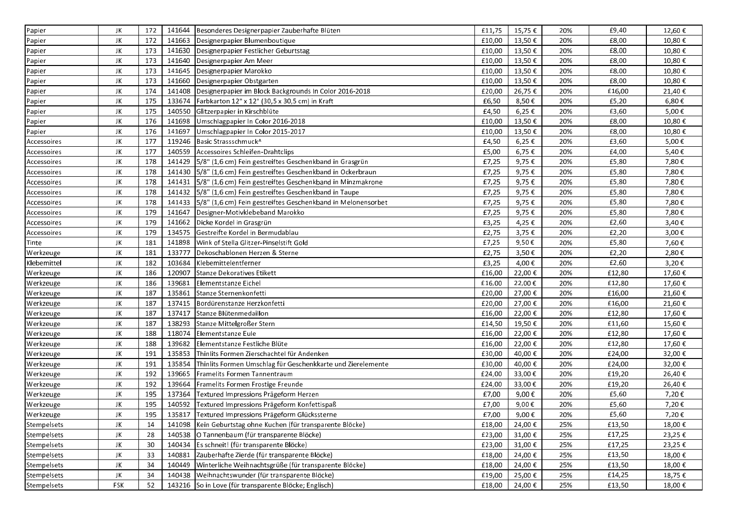| | | | | | | | | | |
|---|---|---|---|---|---|---|---|---|---|
| Papier | JK | 172 | 141644 | Besonderes Designerpapier Zauberhafte Blüten | £11,75 | 15,75 € | 20% | £9,40 | 12,60 € |
| Papier | JK | 172 | 141663 | Designerpapier Blumenboutique | £10,00 | 13,50 € | 20% | £8,00 | 10,80 € |
| Papier | JK | 173 | 141630 | Designerpapier Festlicher Geburtstag | £10,00 | 13,50 € | 20% | £8,00 | 10,80 € |
| Papier | JK | 173 | 141640 | Designerpapier Am Meer | £10,00 | 13,50 € | 20% | £8,00 | 10,80 € |
| Papier | JK | 173 | 141645 | Designerpapier Marokko | £10,00 | 13,50 € | 20% | £8,00 | 10,80 € |
| Papier | JK | 173 | 141660 | Designerpapier Obstgarten | £10,00 | 13,50 € | 20% | £8,00 | 10,80 € |
| Papier | JK | 174 | 141408 | Designerpapier im Block Backgrounds In Color 2016-2018 | £20,00 | 26,75 € | 20% | £16,00 | 21,40 € |
| Papier | JK | 175 | 133674 | Farbkarton 12" x 12" (30,5 x 30,5 cm) in Kraft | £6,50 | 8,50 € | 20% | £5,20 | 6,80 € |
| Papier | JK | 175 | 140550 | Glitzerpapier in Kirschblüte | £4,50 | 6,25 € | 20% | £3,60 | 5,00 € |
| Papier | JK | 176 | 141698 | Umschlagpapier In Color 2016-2018 | £10,00 | 13,50 € | 20% | £8,00 | 10,80 € |
| Papier | JK | 176 | 141697 | Umschlagpapier In Color 2015-2017 | £10,00 | 13,50 € | 20% | £8,00 | 10,80 € |
| Accessoires | JK | 177 | 119246 | Basic Strassschmuck^ | £4,50 | 6,25 € | 20% | £3,60 | 5,00 € |
| Accessoires | JK | 177 | 140559 | Accessoires Schleifen-Drahtclips | £5,00 | 6,75 € | 20% | £4,00 | 5,40 € |
| Accessoires | JK | 178 | 141429 | 5/8" (1,6 cm) Fein gestreiftes Geschenkband in Grasgrün | £7,25 | 9,75 € | 20% | £5,80 | 7,80 € |
| Accessoires | JK | 178 | 141430 | 5/8" (1,6 cm) Fein gestreiftes Geschenkband in Ockerbraun | £7,25 | 9,75 € | 20% | £5,80 | 7,80 € |
| Accessoires | JK | 178 | 141431 | 5/8" (1,6 cm) Fein gestreiftes Geschenkband in Minzmakrone | £7,25 | 9,75 € | 20% | £5,80 | 7,80 € |
| Accessoires | JK | 178 | 141432 | 5/8" (1,6 cm) Fein gestreiftes Geschenkband in Taupe | £7,25 | 9,75 € | 20% | £5,80 | 7,80 € |
| Accessoires | JK | 178 | 141433 | 5/8" (1,6 cm) Fein gestreiftes Geschenkband in Melonensorbet | £7,25 | 9,75 € | 20% | £5,80 | 7,80 € |
| Accessoires | JK | 179 | 141647 | Designer-Motivklebeband Marokko | £7,25 | 9,75 € | 20% | £5,80 | 7,80 € |
| Accessoires | JK | 179 | 141662 | Dicke Kordel in Grasgrün | £3,25 | 4,25 € | 20% | £2,60 | 3,40 € |
| Accessoires | JK | 179 | 134575 | Gestreifte Kordel in Bermudablau | £2,75 | 3,75 € | 20% | £2,20 | 3,00 € |
| Tinte | JK | 181 | 141898 | Wink of Stella Glitzer-Pinselstift Gold | £7,25 | 9,50 € | 20% | £5,80 | 7,60 € |
| Werkzeuge | JK | 181 | 133777 | Dekoschablonen Herzen & Sterne | £2,75 | 3,50 € | 20% | £2,20 | 2,80 € |
| Klebemittel | JK | 182 | 103684 | Klebemittelentferner | £3,25 | 4,00 € | 20% | £2,60 | 3,20 € |
| Werkzeuge | JK | 186 | 120907 | Stanze Dekoratives Etikett | £16,00 | 22,00 € | 20% | £12,80 | 17,60 € |
| Werkzeuge | JK | 186 | 139681 | Elementstanze Eichel | £16,00 | 22,00 € | 20% | £12,80 | 17,60 € |
| Werkzeuge | JK | 187 | 135861 | Stanze Sternenkonfetti | £20,00 | 27,00 € | 20% | £16,00 | 21,60 € |
| Werkzeuge | JK | 187 | 137415 | Bordürenstanze Herzkonfetti | £20,00 | 27,00 € | 20% | £16,00 | 21,60 € |
| Werkzeuge | JK | 187 | 137417 | Stanze Blütenmedaillon | £16,00 | 22,00 € | 20% | £12,80 | 17,60 € |
| Werkzeuge | JK | 187 | 138293 | Stanze Mittelgroßer Stern | £14,50 | 19,50 € | 20% | £11,60 | 15,60 € |
| Werkzeuge | JK | 188 | 118074 | Elementstanze Eule | £16,00 | 22,00 € | 20% | £12,80 | 17,60 € |
| Werkzeuge | JK | 188 | 139682 | Elementstanze Festliche Blüte | £16,00 | 22,00 € | 20% | £12,80 | 17,60 € |
| Werkzeuge | JK | 191 | 135853 | Thinlits Formen Zierschachtel für Andenken | £30,00 | 40,00 € | 20% | £24,00 | 32,00 € |
| Werkzeuge | JK | 191 | 135854 | Thinlits Formen Umschlag für Geschenkkarte und Zierelemente | £30,00 | 40,00 € | 20% | £24,00 | 32,00 € |
| Werkzeuge | JK | 192 | 139665 | Framelits Formen Tannentraum | £24,00 | 33,00 € | 20% | £19,20 | 26,40 € |
| Werkzeuge | JK | 192 | 139664 | Framelits Formen Frostige Freunde | £24,00 | 33,00 € | 20% | £19,20 | 26,40 € |
| Werkzeuge | JK | 195 | 137364 | Textured Impressions Prägeform Herzen | £7,00 | 9,00 € | 20% | £5,60 | 7,20 € |
| Werkzeuge | JK | 195 | 140592 | Textured Impressions Prägeform Konfettispaß | £7,00 | 9,00 € | 20% | £5,60 | 7,20 € |
| Werkzeuge | JK | 195 | 135817 | Textured Impressions Prägeform Glückssterne | £7,00 | 9,00 € | 20% | £5,60 | 7,20 € |
| Stempelsets | JK | 14 | 141098 | Kein Geburtstag ohne Kuchen (für transparente Blöcke) | £18,00 | 24,00 € | 25% | £13,50 | 18,00 € |
| Stempelsets | JK | 28 | 140538 | O Tannenbaum (für transparente Blöcke) | £23,00 | 31,00 € | 25% | £17,25 | 23,25 € |
| Stempelsets | JK | 30 | 140434 | Es schneit! (für transparente Blöcke) | £23,00 | 31,00 € | 25% | £17,25 | 23,25 € |
| Stempelsets | JK | 33 | 140881 | Zauberhafte Zierde (für transparente Blöcke) | £18,00 | 24,00 € | 25% | £13,50 | 18,00 € |
| Stempelsets | JK | 34 | 140449 | Winterliche Weihnachtsgrüße (für transparente Blöcke) | £18,00 | 24,00 € | 25% | £13,50 | 18,00 € |
| Stempelsets | JK | 34 | 140438 | Weihnachtswunder (für transparente Blöcke) | £19,00 | 25,00 € | 25% | £14,25 | 18,75 € |
| Stempelsets | FSK | 52 | 143216 | So in Love (für transparente Blöcke; Englisch) | £18,00 | 24,00 € | 25% | £13,50 | 18,00 € |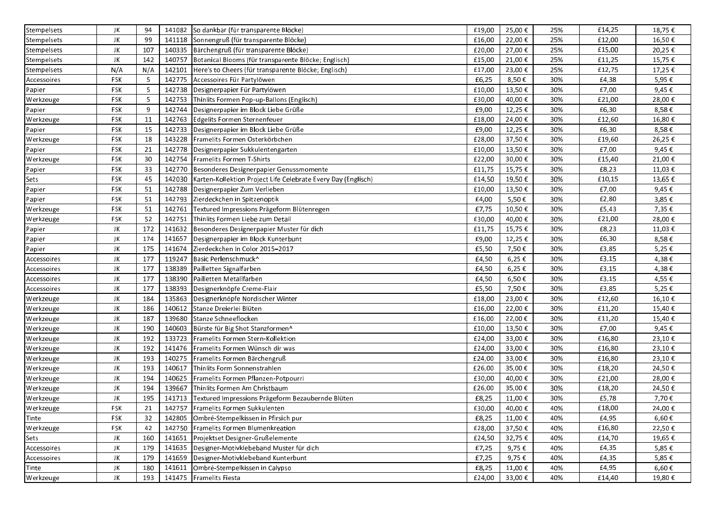| Stempelsets | JK | 94 | 141082 | So dankbar (für transparente Blöcke) | £19,00 | 25,00 € | 25% | £14,25 | 18,75 € |
|---|---|---|---|---|---|---|---|---|---|
| Stempelsets | JK | 99 | 141118 | Sonnengruß (für transparente Blöcke) | £16,00 | 22,00 € | 25% | £12,00 | 16,50 € |
| Stempelsets | JK | 107 | 140335 | Bärchengruß (für transparente Blöcke) | £20,00 | 27,00 € | 25% | £15,00 | 20,25 € |
| Stempelsets | JK | 142 | 140757 | Botanical Blooms (für transparente Blöcke; Englisch) | £15,00 | 21,00 € | 25% | £11,25 | 15,75 € |
| Stempelsets | N/A | N/A | 142101 | Here's to Cheers (für transparente Blöcke; Englisch) | £17,00 | 23,00 € | 25% | £12,75 | 17,25 € |
| Accessoires | FSK | 5 | 142775 | Accessoires Für Partylöwen | £6,25 | 8,50 € | 30% | £4,38 | 5,95 € |
| Papier | FSK | 5 | 142738 | Designerpapier Für Partylöwen | £10,00 | 13,50 € | 30% | £7,00 | 9,45 € |
| Werkzeuge | FSK | 5 | 142753 | Thinlits Formen Pop-up-Ballons (Englisch) | £30,00 | 40,00 € | 30% | £21,00 | 28,00 € |
| Papier | FSK | 9 | 142744 | Designerpapier im Block Liebe Grüße | £9,00 | 12,25 € | 30% | £6,30 | 8,58 € |
| Werkzeuge | FSK | 11 | 142763 | Edgelits Formen Sternenfeuer | £18,00 | 24,00 € | 30% | £12,60 | 16,80 € |
| Papier | FSK | 15 | 142733 | Designerpapier im Block Liebe Grüße | £9,00 | 12,25 € | 30% | £6,30 | 8,58 € |
| Werkzeuge | FSK | 18 | 143228 | Framelits Formen Osterkörbchen | £28,00 | 37,50 € | 30% | £19,60 | 26,25 € |
| Papier | FSK | 21 | 142778 | Designerpapier Sukkulentengarten | £10,00 | 13,50 € | 30% | £7,00 | 9,45 € |
| Werkzeuge | FSK | 30 | 142754 | Framelits Formen T-Shirts | £22,00 | 30,00 € | 30% | £15,40 | 21,00 € |
| Papier | FSK | 33 | 142770 | Besonderes Designerpapier Genussmomente | £11,75 | 15,75 € | 30% | £8,23 | 11,03 € |
| Sets | FSK | 45 | 142030 | Karten-Kollektion Project Life Celebrate Every Day (Englisch) | £14,50 | 19,50 € | 30% | £10,15 | 13,65 € |
| Papier | FSK | 51 | 142788 | Designerpapier Zum Verlieben | £10,00 | 13,50 € | 30% | £7,00 | 9,45 € |
| Papier | FSK | 51 | 142793 | Zierdeckchen in Spitzenoptik | £4,00 | 5,50 € | 30% | £2,80 | 3,85 € |
| Werkzeuge | FSK | 51 | 142761 | Textured Impressions Prägeform Blütenregen | £7,75 | 10,50 € | 30% | £5,43 | 7,35 € |
| Werkzeuge | FSK | 52 | 142751 | Thinlits Formen Liebe zum Detail | £30,00 | 40,00 € | 30% | £21,00 | 28,00 € |
| Papier | JK | 172 | 141632 | Besonderes Designerpapier Muster für dich | £11,75 | 15,75 € | 30% | £8,23 | 11,03 € |
| Papier | JK | 174 | 141657 | Designerpapier im Block Kunterbunt | £9,00 | 12,25 € | 30% | £6,30 | 8,58 € |
| Papier | JK | 175 | 141674 | Zierdeckchen In Color 2015–2017 | £5,50 | 7,50 € | 30% | £3,85 | 5,25 € |
| Accessoires | JK | 177 | 119247 | Basic Perlenschmuck^ | £4,50 | 6,25 € | 30% | £3,15 | 4,38 € |
| Accessoires | JK | 177 | 138389 | Pailletten Signalfarben | £4,50 | 6,25 € | 30% | £3,15 | 4,38 € |
| Accessoires | JK | 177 | 138390 | Pailletten Metallfarben | £4,50 | 6,50 € | 30% | £3,15 | 4,55 € |
| Accessoires | JK | 177 | 138393 | Designerknöpfe Creme-Flair | £5,50 | 7,50 € | 30% | £3,85 | 5,25 € |
| Werkzeuge | JK | 184 | 135863 | Designerknöpfe Nordischer Winter | £18,00 | 23,00 € | 30% | £12,60 | 16,10 € |
| Werkzeuge | JK | 186 | 140612 | Stanze Dreierlei Blüten | £16,00 | 22,00 € | 30% | £11,20 | 15,40 € |
| Werkzeuge | JK | 187 | 139680 | Stanze Schneeflocken | £16,00 | 22,00 € | 30% | £11,20 | 15,40 € |
| Werkzeuge | JK | 190 | 140603 | Bürste für Big Shot Stanzformen^ | £10,00 | 13,50 € | 30% | £7,00 | 9,45 € |
| Werkzeuge | JK | 192 | 133723 | Framelits Formen Stern-Kollektion | £24,00 | 33,00 € | 30% | £16,80 | 23,10 € |
| Werkzeuge | JK | 192 | 141476 | Framelits Formen Wünsch dir was | £24,00 | 33,00 € | 30% | £16,80 | 23,10 € |
| Werkzeuge | JK | 193 | 140275 | Framelits Formen Bärchengruß | £24,00 | 33,00 € | 30% | £16,80 | 23,10 € |
| Werkzeuge | JK | 193 | 140617 | Thinlits Form Sonnenstrahlen | £26,00 | 35,00 € | 30% | £18,20 | 24,50 € |
| Werkzeuge | JK | 194 | 140625 | Framelits Formen Pflanzen-Potpourri | £30,00 | 40,00 € | 30% | £21,00 | 28,00 € |
| Werkzeuge | JK | 194 | 139667 | Thinlits Formen Am Christbaum | £26,00 | 35,00 € | 30% | £18,20 | 24,50 € |
| Werkzeuge | JK | 195 | 141713 | Textured Impressions Prägeform Bezaubernde Blüten | £8,25 | 11,00 € | 30% | £5,78 | 7,70 € |
| Werkzeuge | FSK | 21 | 142757 | Framelits Formen Sukkulenten | £30,00 | 40,00 € | 40% | £18,00 | 24,00 € |
| Tinte | FSK | 32 | 142805 | Ombré-Stempelkissen in Pfirsich pur | £8,25 | 11,00 € | 40% | £4,95 | 6,60 € |
| Werkzeuge | FSK | 42 | 142750 | Framelits Formen Blumenkreation | £28,00 | 37,50 € | 40% | £16,80 | 22,50 € |
| Sets | JK | 160 | 141651 | Projektset Designer-Grußelemente | £24,50 | 32,75 € | 40% | £14,70 | 19,65 € |
| Accessoires | JK | 179 | 141635 | Designer-Motivklebeband Muster für dich | £7,25 | 9,75 € | 40% | £4,35 | 5,85 € |
| Accessoires | JK | 179 | 141659 | Designer-Motivklebeband Kunterbunt | £7,25 | 9,75 € | 40% | £4,35 | 5,85 € |
| Tinte | JK | 180 | 141611 | Ombré-Stempelkissen in Calypso | £8,25 | 11,00 € | 40% | £4,95 | 6,60 € |
| Werkzeuge | JK | 193 | 141475 | Framelits Fiesta | £24,00 | 33,00 € | 40% | £14,40 | 19,80 € |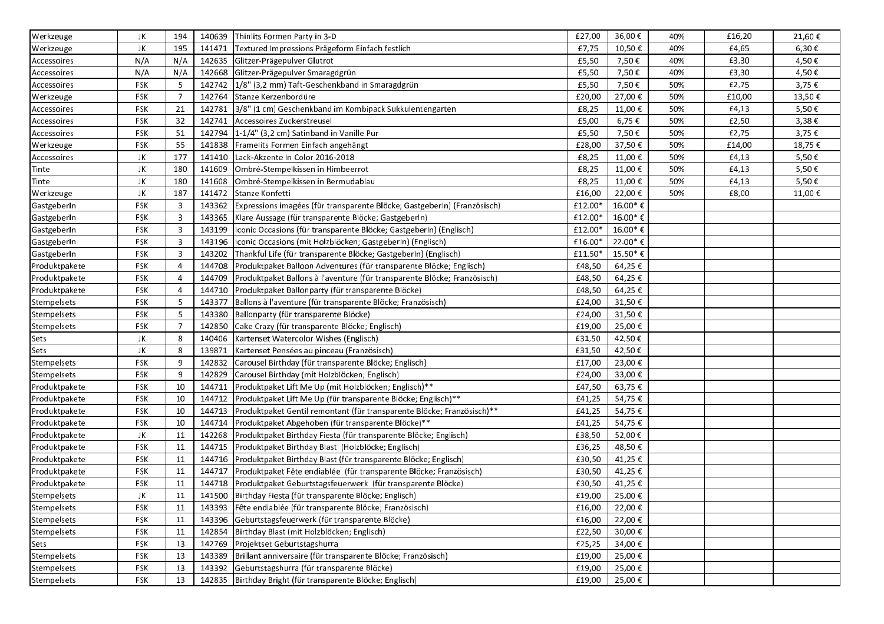| | | | | | | | | | |
|---|---|---|---|---|---|---|---|---|---|
| Werkzeuge | JK | 194 | 140639 | Thinlits Formen Party in 3-D | £27,00 | 36,00 € | 40% | £16,20 | 21,60 € |
| Werkzeuge | JK | 195 | 141471 | Textured Impressions Prägeform Einfach festlich | £7,75 | 10,50 € | 40% | £4,65 | 6,30 € |
| Accessoires | N/A | N/A | 142635 | Glitzer-Prägepulver Glutrot | £5,50 | 7,50 € | 40% | £3,30 | 4,50 € |
| Accessoires | N/A | N/A | 142668 | Glitzer-Prägepulver Smaragdgrün | £5,50 | 7,50 € | 40% | £3,30 | 4,50 € |
| Accessoires | FSK | 5 | 142742 | 1/8" (3,2 mm) Taft-Geschenkband in Smaragdgrün | £5,50 | 7,50 € | 50% | £2,75 | 3,75 € |
| Werkzeuge | FSK | 7 | 142764 | Stanze Kerzenbordüre | £20,00 | 27,00 € | 50% | £10,00 | 13,50 € |
| Accessoires | FSK | 21 | 142781 | 3/8" (1 cm) Geschenkband im Kombipack Sukkulentengarten | £8,25 | 11,00 € | 50% | £4,13 | 5,50 € |
| Accessoires | FSK | 32 | 142741 | Accessoires Zuckerstreusel | £5,00 | 6,75 € | 50% | £2,50 | 3,38 € |
| Accessoires | FSK | 51 | 142794 | 1-1/4" (3,2 cm) Satinband in Vanille Pur | £5,50 | 7,50 € | 50% | £2,75 | 3,75 € |
| Werkzeuge | FSK | 55 | 141838 | Framelits Formen Einfach angehängt | £28,00 | 37,50 € | 50% | £14,00 | 18,75 € |
| Accessoires | JK | 177 | 141410 | Lack-Akzente In Color 2016-2018 | £8,25 | 11,00 € | 50% | £4,13 | 5,50 € |
| Tinte | JK | 180 | 141609 | Ombré-Stempelkissen in Himbeerrot | £8,25 | 11,00 € | 50% | £4,13 | 5,50 € |
| Tinte | JK | 180 | 141608 | Ombré-Stempelkissen in Bermudablau | £8,25 | 11,00 € | 50% | £4,13 | 5,50 € |
| Werkzeuge | JK | 187 | 141472 | Stanze Konfetti | £16,00 | 22,00 € | 50% | £8,00 | 11,00 € |
| GastgeberIn | FSK | 3 | 143362 | Expressions imagées (für transparente Blöcke; GastgeberIn) (Französisch) | £12.00* | 16.00* € | | | |
| GastgeberIn | FSK | 3 | 143365 | Klare Aussage (für transparente Blöcke; GastgeberIn) | £12.00* | 16.00* € | | | |
| GastgeberIn | FSK | 3 | 143199 | Iconic Occasions (für transparente Blöcke; GastgeberIn) (Englisch) | £12.00* | 16.00* € | | | |
| GastgeberIn | FSK | 3 | 143196 | Iconic Occasions (mit Holzblöcken; GastgeberIn) (Englisch) | £16.00* | 22.00* € | | | |
| GastgeberIn | FSK | 3 | 143202 | Thankful Life (für transparente Blöcke; GastgeberIn) (Englisch) | £11.50* | 15.50* € | | | |
| Produktpakete | FSK | 4 | 144708 | Produktpaket Balloon Adventures (für transparente Blöcke; Englisch) | £48,50 | 64,25 € | | | |
| Produktpakete | FSK | 4 | 144709 | Produktpaket Ballons à l'aventure (für transparente Blöcke; Französisch) | £48,50 | 64,25 € | | | |
| Produktpakete | FSK | 4 | 144710 | Produktpaket Ballonparty (für transparente Blöcke) | £48,50 | 64,25 € | | | |
| Stempelsets | FSK | 5 | 143377 | Ballons à l'aventure (für transparente Blöcke; Französisch) | £24,00 | 31,50 € | | | |
| Stempelsets | FSK | 5 | 143380 | Ballonparty (für transparente Blöcke) | £24,00 | 31,50 € | | | |
| Stempelsets | FSK | 7 | 142850 | Cake Crazy (für transparente Blöcke; Englisch) | £19,00 | 25,00 € | | | |
| Sets | JK | 8 | 140406 | Kartenset Watercolor Wishes (Englisch) | £31,50 | 42,50 € | | | |
| Sets | JK | 8 | 139871 | Kartenset Pensées au pinceau (Französisch) | £31,50 | 42,50 € | | | |
| Stempelsets | FSK | 9 | 142832 | Carousel Birthday (für transparente Blöcke; Englisch) | £17,00 | 23,00 € | | | |
| Stempelsets | FSK | 9 | 142829 | Carousel Birthday (mit Holzblöcken; Englisch) | £24,00 | 33,00 € | | | |
| Produktpakete | FSK | 10 | 144711 | Produktpaket Lift Me Up (mit Holzblöcken; Englisch)** | £47,50 | 63,75 € | | | |
| Produktpakete | FSK | 10 | 144712 | Produktpaket Lift Me Up (für transparente Blöcke; Englisch)** | £41,25 | 54,75 € | | | |
| Produktpakete | FSK | 10 | 144713 | Produktpaket Gentil remontant (für transparente Blöcke; Französisch)** | £41,25 | 54,75 € | | | |
| Produktpakete | FSK | 10 | 144714 | Produktpaket Abgehoben (für transparente Blöcke)** | £41,25 | 54,75 € | | | |
| Produktpakete | JK | 11 | 142268 | Produktpaket Birthday Fiesta (für transparente Blöcke; Englisch) | £38,50 | 52,00 € | | | |
| Produktpakete | FSK | 11 | 144715 | Produktpaket Birthday Blast (Holzblöcke; Englisch) | £36,25 | 48,50 € | | | |
| Produktpakete | FSK | 11 | 144716 | Produktpaket Birthday Blast (für transparente Blöcke; Englisch) | £30,50 | 41,25 € | | | |
| Produktpakete | FSK | 11 | 144717 | Produktpaket Fête endiablée (für transparente Blöcke; Französisch) | £30,50 | 41,25 € | | | |
| Produktpakete | FSK | 11 | 144718 | Produktpaket Geburtstagsfeuerwerk (für transparente Blöcke) | £30,50 | 41,25 € | | | |
| Stempelsets | JK | 11 | 141500 | Birthday Fiesta (für transparente Blöcke; Englisch) | £19,00 | 25,00 € | | | |
| Stempelsets | FSK | 11 | 143393 | Fête endiablée (für transparente Blöcke; Französisch) | £16,00 | 22,00 € | | | |
| Stempelsets | FSK | 11 | 143396 | Geburtstagsfeuerwerk (für transparente Blöcke) | £16,00 | 22,00 € | | | |
| Stempelsets | FSK | 11 | 142854 | Birthday Blast (mit Holzblöcken; Englisch) | £22,50 | 30,00 € | | | |
| Sets | FSK | 13 | 142769 | Projektset Geburtstagshurra | £25,25 | 34,00 € | | | |
| Stempelsets | FSK | 13 | 143389 | Brillant anniversaire (für transparente Blöcke; Französisch) | £19,00 | 25,00 € | | | |
| Stempelsets | FSK | 13 | 143392 | Geburtstagshurra (für transparente Blöcke) | £19,00 | 25,00 € | | | |
| Stempelsets | FSK | 13 | 142835 | Birthday Bright (für transparente Blöcke; Englisch) | £19,00 | 25,00 € | | | |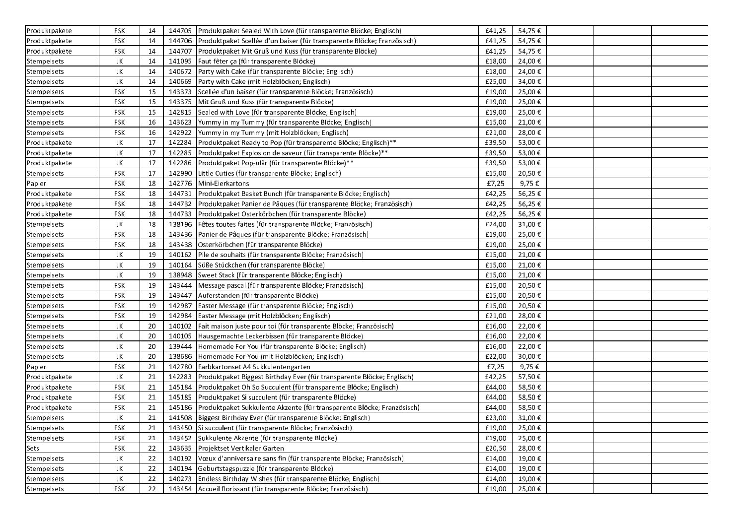| Produktpakete | FSK | 14 | 144705 | Produktpaket Sealed With Love (für transparente Blöcke; Englisch) | £41,25 | 54,75 € | | | |
|---|---|---|---|---|---|---|---|---|---|
| Produktpakete | FSK | 14 | 144706 | Produktpaket Scellée d'un baiser (für transparente Blöcke; Französisch) | £41,25 | 54,75 € | | | |
| Produktpakete | FSK | 14 | 144707 | Produktpaket Mit Gruß und Kuss (für transparente Blöcke) | £41,25 | 54,75 € | | | |
| Stempelsets | JK | 14 | 141095 | Faut fêter ça (für transparente Blöcke) | £18,00 | 24,00 € | | | |
| Stempelsets | JK | 14 | 140672 | Party with Cake (für transparente Blöcke; Englisch) | £18,00 | 24,00 € | | | |
| Stempelsets | JK | 14 | 140669 | Party with Cake (mit Holzblöcken; Englisch) | £25,00 | 34,00 € | | | |
| Stempelsets | FSK | 15 | 143373 | Scellée d'un baiser (für transparente Blöcke; Französisch) | £19,00 | 25,00 € | | | |
| Stempelsets | FSK | 15 | 143375 | Mit Gruß und Kuss (für transparente Blöcke) | £19,00 | 25,00 € | | | |
| Stempelsets | FSK | 15 | 142815 | Sealed with Love (für transparente Blöcke; Englisch) | £19,00 | 25,00 € | | | |
| Stempelsets | FSK | 16 | 143623 | Yummy in my Tummy (für transparente Blöcke; Englisch) | £15,00 | 21,00 € | | | |
| Stempelsets | FSK | 16 | 142922 | Yummy in my Tummy (mit Holzblöcken; Englisch) | £21,00 | 28,00 € | | | |
| Produktpakete | JK | 17 | 142284 | Produktpaket Ready to Pop (für transparente Blöcke; Englisch)** | £39,50 | 53,00 € | | | |
| Produktpakete | JK | 17 | 142285 | Produktpaket Explosion de saveur (für transparente Blöcke)** | £39,50 | 53,00 € | | | |
| Produktpakete | JK | 17 | 142286 | Produktpaket Pop-ulär (für transparente Blöcke)** | £39,50 | 53,00 € | | | |
| Stempelsets | FSK | 17 | 142990 | Little Cuties (für transparente Blöcke; Englisch) | £15,00 | 20,50 € | | | |
| Papier | FSK | 18 | 142776 | Mini-Eierkartons | £7,25 | 9,75 € | | | |
| Produktpakete | FSK | 18 | 144731 | Produktpaket Basket Bunch (für transparente Blöcke; Englisch) | £42,25 | 56,25 € | | | |
| Produktpakete | FSK | 18 | 144732 | Produktpaket Panier de Pâques (für transparente Blöcke; Französisch) | £42,25 | 56,25 € | | | |
| Produktpakete | FSK | 18 | 144733 | Produktpaket Osterkörbchen (für transparente Blöcke) | £42,25 | 56,25 € | | | |
| Stempelsets | JK | 18 | 138196 | Fêtes toutes faites (für transparente Blöcke; Französisch) | £24,00 | 31,00 € | | | |
| Stempelsets | FSK | 18 | 143436 | Panier de Pâques (für transparente Blöcke; Französisch) | £19,00 | 25,00 € | | | |
| Stempelsets | FSK | 18 | 143438 | Osterkörbchen (für transparente Blöcke) | £19,00 | 25,00 € | | | |
| Stempelsets | JK | 19 | 140162 | Pile de souhaits (für transparente Blöcke; Französisch) | £15,00 | 21,00 € | | | |
| Stempelsets | JK | 19 | 140164 | Süße Stückchen (für transparente Blöcke) | £15,00 | 21,00 € | | | |
| Stempelsets | JK | 19 | 138948 | Sweet Stack (für transparente Blöcke; Englisch) | £15,00 | 21,00 € | | | |
| Stempelsets | FSK | 19 | 143444 | Message pascal (für transparente Blöcke; Französisch) | £15,00 | 20,50 € | | | |
| Stempelsets | FSK | 19 | 143447 | Auferstanden (für transparente Blöcke) | £15,00 | 20,50 € | | | |
| Stempelsets | FSK | 19 | 142987 | Easter Message (für transparente Blöcke; Englisch) | £15,00 | 20,50 € | | | |
| Stempelsets | FSK | 19 | 142984 | Easter Message (mit Holzblöcken; Englisch) | £21,00 | 28,00 € | | | |
| Stempelsets | JK | 20 | 140102 | Fait maison juste pour toi (für transparente Blöcke; Französisch) | £16,00 | 22,00 € | | | |
| Stempelsets | JK | 20 | 140105 | Hausgemachte Leckerbissen (für transparente Blöcke) | £16,00 | 22,00 € | | | |
| Stempelsets | JK | 20 | 139444 | Homemade For You (für transparente Blöcke; Englisch) | £16,00 | 22,00 € | | | |
| Stempelsets | JK | 20 | 138686 | Homemade For You (mit Holzblöcken; Englisch) | £22,00 | 30,00 € | | | |
| Papier | FSK | 21 | 142780 | Farbkartonset A4 Sukkulentengarten | £7,25 | 9,75 € | | | |
| Produktpakete | JK | 21 | 142283 | Produktpaket Biggest Birthday Ever (für transparente Blöcke; Englisch) | £42,25 | 57,50 € | | | |
| Produktpakete | FSK | 21 | 145184 | Produktpaket Oh So Succulent (für transparente Blöcke; Englisch) | £44,00 | 58,50 € | | | |
| Produktpakete | FSK | 21 | 145185 | Produktpaket Si succulent (für transparente Blöcke) | £44,00 | 58,50 € | | | |
| Produktpakete | FSK | 21 | 145186 | Produktpaket Sukkulente Akzente (für transparente Blöcke; Französisch) | £44,00 | 58,50 € | | | |
| Stempelsets | JK | 21 | 141508 | Biggest Birthday Ever (für transparente Blöcke; Englisch) | £23,00 | 31,00 € | | | |
| Stempelsets | FSK | 21 | 143450 | Si succulent (für transparente Blöcke; Französisch) | £19,00 | 25,00 € | | | |
| Stempelsets | FSK | 21 | 143452 | Sukkulente Akzente (für transparente Blöcke) | £19,00 | 25,00 € | | | |
| Sets | FSK | 22 | 143635 | Projektset Vertikaler Garten | £20,50 | 28,00 € | | | |
| Stempelsets | JK | 22 | 140192 | Vœux d'anniversaire sans fin (für transparente Blöcke; Französisch) | £14,00 | 19,00 € | | | |
| Stempelsets | JK | 22 | 140194 | Geburtstagspuzzle (für transparente Blöcke) | £14,00 | 19,00 € | | | |
| Stempelsets | JK | 22 | 140273 | Endless Birthday Wishes (für transparente Blöcke; Englisch) | £14,00 | 19,00 € | | | |
| Stempelsets | FSK | 22 | 143454 | Accueil florissant (für transparente Blöcke; Französisch) | £19,00 | 25,00 € | | | |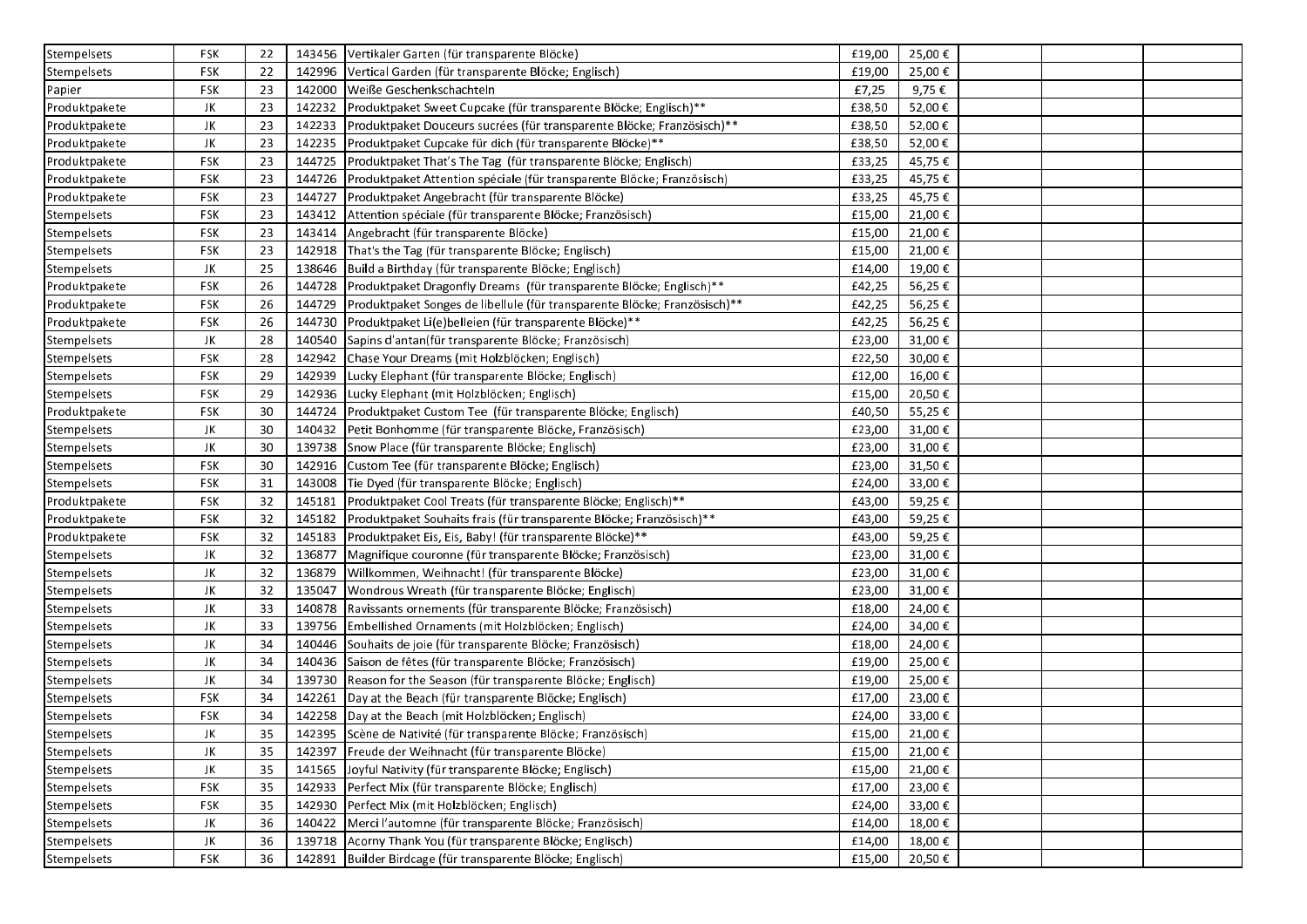| Stempelsets | FSK | 22 | 143456 | Vertikaler Garten (für transparente Blöcke) | £19,00 | 25,00 € | | | |
|---|---|---|---|---|---|---|---|---|---|
| Stempelsets | FSK | 22 | 142996 | Vertical Garden (für transparente Blöcke; Englisch) | £19,00 | 25,00 € | | | |
| Papier | FSK | 23 | 142000 | Weiße Geschenkschachteln | £7,25 | 9,75 € | | | |
| Produktpakete | JK | 23 | 142232 | Produktpaket Sweet Cupcake (für transparente Blöcke; Englisch)** | £38,50 | 52,00 € | | | |
| Produktpakete | JK | 23 | 142233 | Produktpaket Douceurs sucrées (für transparente Blöcke; Französisch)** | £38,50 | 52,00 € | | | |
| Produktpakete | JK | 23 | 142235 | Produktpaket Cupcake für dich (für transparente Blöcke)** | £38,50 | 52,00 € | | | |
| Produktpakete | FSK | 23 | 144725 | Produktpaket That's The Tag (für transparente Blöcke; Englisch) | £33,25 | 45,75 € | | | |
| Produktpakete | FSK | 23 | 144726 | Produktpaket Attention spéciale (für transparente Blöcke; Französisch) | £33,25 | 45,75 € | | | |
| Produktpakete | FSK | 23 | 144727 | Produktpaket Angebracht (für transparente Blöcke) | £33,25 | 45,75 € | | | |
| Stempelsets | FSK | 23 | 143412 | Attention spéciale (für transparente Blöcke; Französisch) | £15,00 | 21,00 € | | | |
| Stempelsets | FSK | 23 | 143414 | Angebracht (für transparente Blöcke) | £15,00 | 21,00 € | | | |
| Stempelsets | FSK | 23 | 142918 | That's the Tag (für transparente Blöcke; Englisch) | £15,00 | 21,00 € | | | |
| Stempelsets | JK | 25 | 138646 | Build a Birthday (für transparente Blöcke; Englisch) | £14,00 | 19,00 € | | | |
| Produktpakete | FSK | 26 | 144728 | Produktpaket Dragonfly Dreams (für transparente Blöcke; Englisch)** | £42,25 | 56,25 € | | | |
| Produktpakete | FSK | 26 | 144729 | Produktpaket Songes de libellule (für transparente Blöcke; Französisch)** | £42,25 | 56,25 € | | | |
| Produktpakete | FSK | 26 | 144730 | Produktpaket Li(e)belleien (für transparente Blöcke)** | £42,25 | 56,25 € | | | |
| Stempelsets | JK | 28 | 140540 | Sapins d'antan(für transparente Blöcke; Französisch) | £23,00 | 31,00 € | | | |
| Stempelsets | FSK | 28 | 142942 | Chase Your Dreams (mit Holzblöcken; Englisch) | £22,50 | 30,00 € | | | |
| Stempelsets | FSK | 29 | 142939 | Lucky Elephant (für transparente Blöcke; Englisch) | £12,00 | 16,00 € | | | |
| Stempelsets | FSK | 29 | 142936 | Lucky Elephant (mit Holzblöcken; Englisch) | £15,00 | 20,50 € | | | |
| Produktpakete | FSK | 30 | 144724 | Produktpaket Custom Tee (für transparente Blöcke; Englisch) | £40,50 | 55,25 € | | | |
| Stempelsets | JK | 30 | 140432 | Petit Bonhomme (für transparente Blöcke, Französisch) | £23,00 | 31,00 € | | | |
| Stempelsets | JK | 30 | 139738 | Snow Place (für transparente Blöcke; Englisch) | £23,00 | 31,00 € | | | |
| Stempelsets | FSK | 30 | 142916 | Custom Tee (für transparente Blöcke; Englisch) | £23,00 | 31,50 € | | | |
| Stempelsets | FSK | 31 | 143008 | Tie Dyed (für transparente Blöcke; Englisch) | £24,00 | 33,00 € | | | |
| Produktpakete | FSK | 32 | 145181 | Produktpaket Cool Treats (für transparente Blöcke; Englisch)** | £43,00 | 59,25 € | | | |
| Produktpakete | FSK | 32 | 145182 | Produktpaket Souhaits frais (für transparente Blöcke; Französisch)** | £43,00 | 59,25 € | | | |
| Produktpakete | FSK | 32 | 145183 | Produktpaket Eis, Eis, Baby! (für transparente Blöcke)** | £43,00 | 59,25 € | | | |
| Stempelsets | JK | 32 | 136877 | Magnifique couronne (für transparente Blöcke; Französisch) | £23,00 | 31,00 € | | | |
| Stempelsets | JK | 32 | 136879 | Willkommen, Weihnacht! (für transparente Blöcke) | £23,00 | 31,00 € | | | |
| Stempelsets | JK | 32 | 135047 | Wondrous Wreath (für transparente Blöcke; Englisch) | £23,00 | 31,00 € | | | |
| Stempelsets | JK | 33 | 140878 | Ravissants ornements (für transparente Blöcke; Französisch) | £18,00 | 24,00 € | | | |
| Stempelsets | JK | 33 | 139756 | Embellished Ornaments (mit Holzblöcken; Englisch) | £24,00 | 34,00 € | | | |
| Stempelsets | JK | 34 | 140446 | Souhaits de joie (für transparente Blöcke; Französisch) | £18,00 | 24,00 € | | | |
| Stempelsets | JK | 34 | 140436 | Saison de fêtes (für transparente Blöcke; Französisch) | £19,00 | 25,00 € | | | |
| Stempelsets | JK | 34 | 139730 | Reason for the Season (für transparente Blöcke; Englisch) | £19,00 | 25,00 € | | | |
| Stempelsets | FSK | 34 | 142261 | Day at the Beach (für transparente Blöcke; Englisch) | £17,00 | 23,00 € | | | |
| Stempelsets | FSK | 34 | 142258 | Day at the Beach (mit Holzblöcken; Englisch) | £24,00 | 33,00 € | | | |
| Stempelsets | JK | 35 | 142395 | Scène de Nativité (für transparente Blöcke; Französisch) | £15,00 | 21,00 € | | | |
| Stempelsets | JK | 35 | 142397 | Freude der Weihnacht (für transparente Blöcke) | £15,00 | 21,00 € | | | |
| Stempelsets | JK | 35 | 141565 | Joyful Nativity (für transparente Blöcke; Englisch) | £15,00 | 21,00 € | | | |
| Stempelsets | FSK | 35 | 142933 | Perfect Mix (für transparente Blöcke; Englisch) | £17,00 | 23,00 € | | | |
| Stempelsets | FSK | 35 | 142930 | Perfect Mix (mit Holzblöcken; Englisch) | £24,00 | 33,00 € | | | |
| Stempelsets | JK | 36 | 140422 | Merci l'automne (für transparente Blöcke; Französisch) | £14,00 | 18,00 € | | | |
| Stempelsets | JK | 36 | 139718 | Acorny Thank You (für transparente Blöcke; Englisch) | £14,00 | 18,00 € | | | |
| Stempelsets | FSK | 36 | 142891 | Builder Birdcage (für transparente Blöcke; Englisch) | £15,00 | 20,50 € | | | |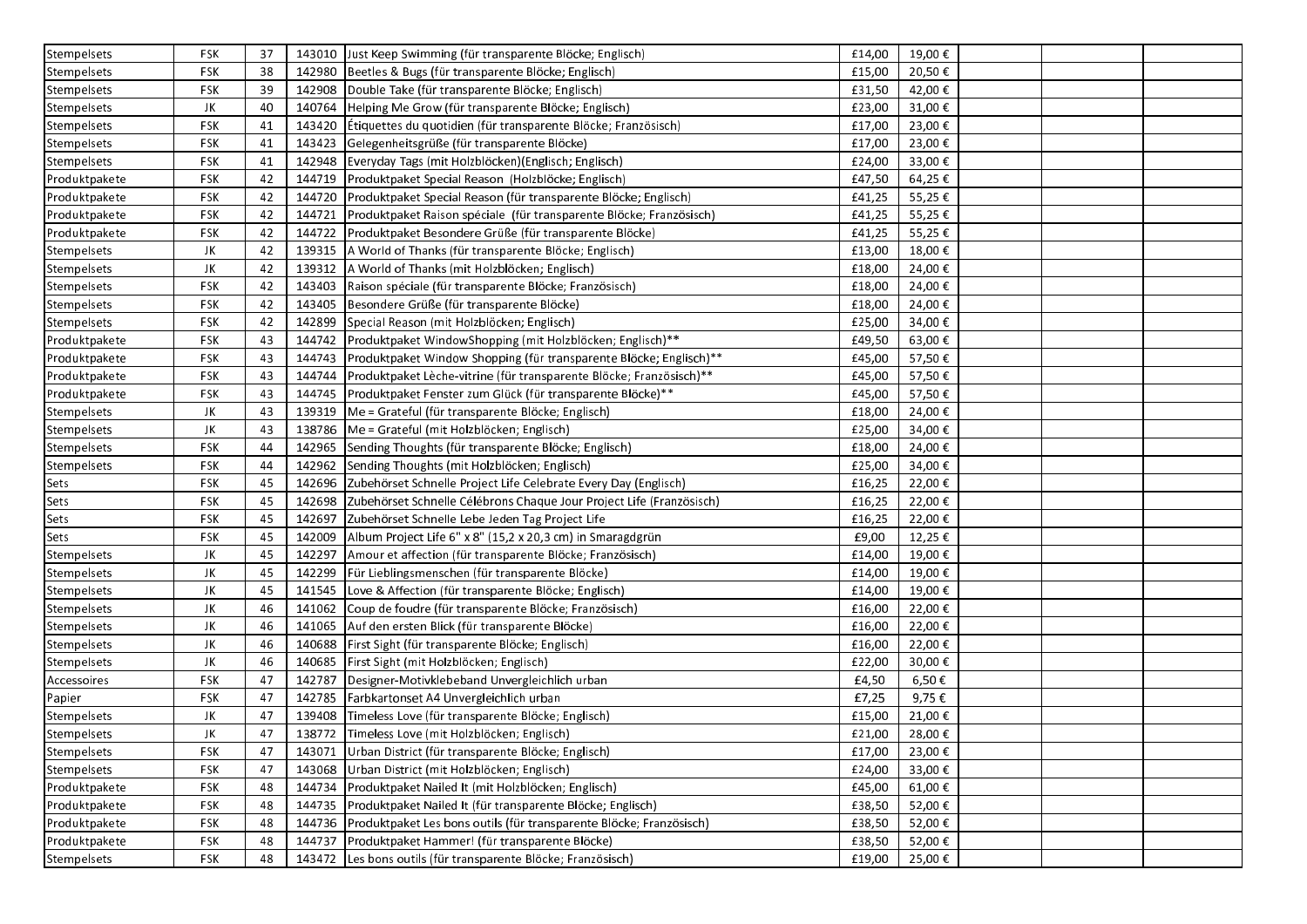| | | | | | | | | | |
|---|---|---|---|---|---|---|---|---|---|
| Stempelsets | FSK | 37 | 143010 | Just Keep Swimming (für transparente Blöcke; Englisch) | £14,00 | 19,00 € | | | |
| Stempelsets | FSK | 38 | 142980 | Beetles & Bugs (für transparente Blöcke; Englisch) | £15,00 | 20,50 € | | | |
| Stempelsets | FSK | 39 | 142908 | Double Take (für transparente Blöcke; Englisch) | £31,50 | 42,00 € | | | |
| Stempelsets | JK | 40 | 140764 | Helping Me Grow (für transparente Blöcke; Englisch) | £23,00 | 31,00 € | | | |
| Stempelsets | FSK | 41 | 143420 | Étiquettes du quotidien (für transparente Blöcke; Französisch) | £17,00 | 23,00 € | | | |
| Stempelsets | FSK | 41 | 143423 | Gelegenheitsgrüße (für transparente Blöcke) | £17,00 | 23,00 € | | | |
| Stempelsets | FSK | 41 | 142948 | Everyday Tags (mit Holzblöcken)(Englisch; Englisch) | £24,00 | 33,00 € | | | |
| Produktpakete | FSK | 42 | 144719 | Produktpaket Special Reason (Holzblöcke; Englisch) | £47,50 | 64,25 € | | | |
| Produktpakete | FSK | 42 | 144720 | Produktpaket Special Reason (für transparente Blöcke; Englisch) | £41,25 | 55,25 € | | | |
| Produktpakete | FSK | 42 | 144721 | Produktpaket Raison spéciale (für transparente Blöcke; Französisch) | £41,25 | 55,25 € | | | |
| Produktpakete | FSK | 42 | 144722 | Produktpaket Besondere Grüße (für transparente Blöcke) | £41,25 | 55,25 € | | | |
| Stempelsets | JK | 42 | 139315 | A World of Thanks (für transparente Blöcke; Englisch) | £13,00 | 18,00 € | | | |
| Stempelsets | JK | 42 | 139312 | A World of Thanks (mit Holzblöcken; Englisch) | £18,00 | 24,00 € | | | |
| Stempelsets | FSK | 42 | 143403 | Raison spéciale (für transparente Blöcke; Französisch) | £18,00 | 24,00 € | | | |
| Stempelsets | FSK | 42 | 143405 | Besondere Grüße (für transparente Blöcke) | £18,00 | 24,00 € | | | |
| Stempelsets | FSK | 42 | 142899 | Special Reason (mit Holzblöcken; Englisch) | £25,00 | 34,00 € | | | |
| Produktpakete | FSK | 43 | 144742 | Produktpaket WindowShopping (mit Holzblöcken; Englisch)** | £49,50 | 63,00 € | | | |
| Produktpakete | FSK | 43 | 144743 | Produktpaket Window Shopping (für transparente Blöcke; Englisch)** | £45,00 | 57,50 € | | | |
| Produktpakete | FSK | 43 | 144744 | Produktpaket Lèche-vitrine (für transparente Blöcke; Französisch)** | £45,00 | 57,50 € | | | |
| Produktpakete | FSK | 43 | 144745 | Produktpaket Fenster zum Glück (für transparente Blöcke)** | £45,00 | 57,50 € | | | |
| Stempelsets | JK | 43 | 139319 | Me = Grateful (für transparente Blöcke; Englisch) | £18,00 | 24,00 € | | | |
| Stempelsets | JK | 43 | 138786 | Me = Grateful (mit Holzblöcken; Englisch) | £25,00 | 34,00 € | | | |
| Stempelsets | FSK | 44 | 142965 | Sending Thoughts (für transparente Blöcke; Englisch) | £18,00 | 24,00 € | | | |
| Stempelsets | FSK | 44 | 142962 | Sending Thoughts (mit Holzblöcken; Englisch) | £25,00 | 34,00 € | | | |
| Sets | FSK | 45 | 142696 | Zubehörset Schnelle Project Life Celebrate Every Day (Englisch) | £16,25 | 22,00 € | | | |
| Sets | FSK | 45 | 142698 | Zubehörset Schnelle Célébrons Chaque Jour Project Life (Französisch) | £16,25 | 22,00 € | | | |
| Sets | FSK | 45 | 142697 | Zubehörset Schnelle Lebe Jeden Tag Project Life | £16,25 | 22,00 € | | | |
| Sets | FSK | 45 | 142009 | Album Project Life 6" x 8" (15,2 x 20,3 cm) in Smaragdgrün | £9,00 | 12,25 € | | | |
| Stempelsets | JK | 45 | 142297 | Amour et affection (für transparente Blöcke; Französisch) | £14,00 | 19,00 € | | | |
| Stempelsets | JK | 45 | 142299 | Für Lieblingsmenschen (für transparente Blöcke) | £14,00 | 19,00 € | | | |
| Stempelsets | JK | 45 | 141545 | Love & Affection (für transparente Blöcke; Englisch) | £14,00 | 19,00 € | | | |
| Stempelsets | JK | 46 | 141062 | Coup de foudre (für transparente Blöcke; Französisch) | £16,00 | 22,00 € | | | |
| Stempelsets | JK | 46 | 141065 | Auf den ersten Blick (für transparente Blöcke) | £16,00 | 22,00 € | | | |
| Stempelsets | JK | 46 | 140688 | First Sight (für transparente Blöcke; Englisch) | £16,00 | 22,00 € | | | |
| Stempelsets | JK | 46 | 140685 | First Sight (mit Holzblöcken; Englisch) | £22,00 | 30,00 € | | | |
| Accessoires | FSK | 47 | 142787 | Designer-Motivklebeband Unvergleichlich urban | £4,50 | 6,50 € | | | |
| Papier | FSK | 47 | 142785 | Farbkartonset A4 Unvergleichlich urban | £7,25 | 9,75 € | | | |
| Stempelsets | JK | 47 | 139408 | Timeless Love (für transparente Blöcke; Englisch) | £15,00 | 21,00 € | | | |
| Stempelsets | JK | 47 | 138772 | Timeless Love (mit Holzblöcken; Englisch) | £21,00 | 28,00 € | | | |
| Stempelsets | FSK | 47 | 143071 | Urban District (für transparente Blöcke; Englisch) | £17,00 | 23,00 € | | | |
| Stempelsets | FSK | 47 | 143068 | Urban District (mit Holzblöcken; Englisch) | £24,00 | 33,00 € | | | |
| Produktpakete | FSK | 48 | 144734 | Produktpaket Nailed It (mit Holzblöcken; Englisch) | £45,00 | 61,00 € | | | |
| Produktpakete | FSK | 48 | 144735 | Produktpaket Nailed It (für transparente Blöcke; Englisch) | £38,50 | 52,00 € | | | |
| Produktpakete | FSK | 48 | 144736 | Produktpaket Les bons outils (für transparente Blöcke; Französisch) | £38,50 | 52,00 € | | | |
| Produktpakete | FSK | 48 | 144737 | Produktpaket Hammer! (für transparente Blöcke) | £38,50 | 52,00 € | | | |
| Stempelsets | FSK | 48 | 143472 | Les bons outils (für transparente Blöcke; Französisch) | £19,00 | 25,00 € | | | |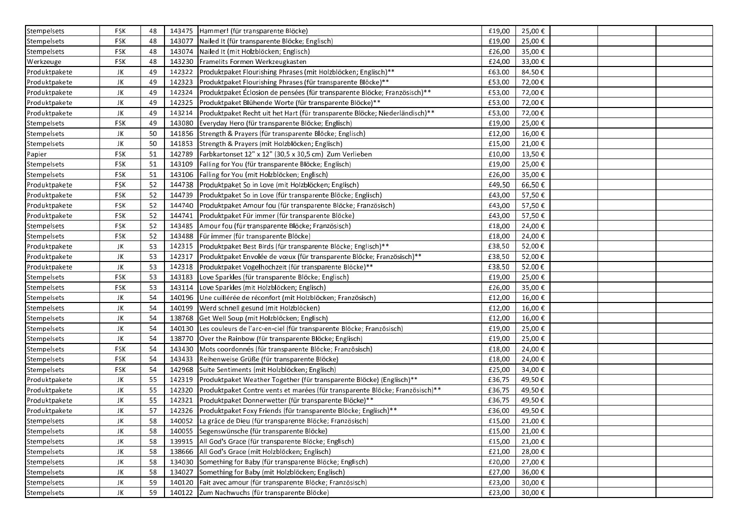| | | | | | | | | | |
|---|---|---|---|---|---|---|---|---|---|
| Stempelsets | FSK | 48 | 143475 | Hammer! (für transparente Blöcke) | £19,00 | 25,00 € | | | |
| Stempelsets | FSK | 48 | 143077 | Nailed It (für transparente Blöcke; Englisch) | £19,00 | 25,00 € | | | |
| Stempelsets | FSK | 48 | 143074 | Nailed It (mit Holzblöcken; Englisch) | £26,00 | 35,00 € | | | |
| Werkzeuge | FSK | 48 | 143230 | Framelits Formen Werkzeugkasten | £24,00 | 33,00 € | | | |
| Produktpakete | JK | 49 | 142322 | Produktpaket Flourishing Phrases (mit Holzblöcken; Englisch)** | £63,00 | 84,50 € | | | |
| Produktpakete | JK | 49 | 142323 | Produktpaket Flourishing Phrases (für transparente Blöcke)** | £53,00 | 72,00 € | | | |
| Produktpakete | JK | 49 | 142324 | Produktpaket Éclosion de pensées (für transparente Blöcke; Französisch)** | £53,00 | 72,00 € | | | |
| Produktpakete | JK | 49 | 142325 | Produktpaket Blühende Worte (für transparente Blöcke)** | £53,00 | 72,00 € | | | |
| Produktpakete | JK | 49 | 143214 | Produktpaket Recht uit het Hart (für transparente Blöcke; Niederländisch)** | £53,00 | 72,00 € | | | |
| Stempelsets | FSK | 49 | 143080 | Everyday Hero (für transparente Blöcke; Englisch) | £19,00 | 25,00 € | | | |
| Stempelsets | JK | 50 | 141856 | Strength & Prayers (für transparente Blöcke; Englisch) | £12,00 | 16,00 € | | | |
| Stempelsets | JK | 50 | 141853 | Strength & Prayers (mit Holzblöcken; Englisch) | £15,00 | 21,00 € | | | |
| Papier | FSK | 51 | 142789 | Farbkartonset 12" x 12" (30,5 x 30,5 cm) Zum Verlieben | £10,00 | 13,50 € | | | |
| Stempelsets | FSK | 51 | 143109 | Falling for You (für transparente Blöcke; Englisch) | £19,00 | 25,00 € | | | |
| Stempelsets | FSK | 51 | 143106 | Falling for You (mit Holzblöcken; Englisch) | £26,00 | 35,00 € | | | |
| Produktpakete | FSK | 52 | 144738 | Produktpaket So in Love (mit Holzblöcken; Englisch) | £49,50 | 66,50 € | | | |
| Produktpakete | FSK | 52 | 144739 | Produktpaket So in Love (für transparente Blöcke; Englisch) | £43,00 | 57,50 € | | | |
| Produktpakete | FSK | 52 | 144740 | Produktpaket Amour fou (für transparente Blöcke; Französisch) | £43,00 | 57,50 € | | | |
| Produktpakete | FSK | 52 | 144741 | Produktpaket Für immer (für transparente Blöcke) | £43,00 | 57,50 € | | | |
| Stempelsets | FSK | 52 | 143485 | Amour fou (für transparente Blöcke; Französisch) | £18,00 | 24,00 € | | | |
| Stempelsets | FSK | 52 | 143488 | Für immer (für transparente Blöcke) | £18,00 | 24,00 € | | | |
| Produktpakete | JK | 53 | 142315 | Produktpaket Best Birds (für transparente Blöcke; Englisch)** | £38,50 | 52,00 € | | | |
| Produktpakete | JK | 53 | 142317 | Produktpaket Envolée de vœux (für transparente Blöcke; Französisch)** | £38,50 | 52,00 € | | | |
| Produktpakete | JK | 53 | 142318 | Produktpaket Vogelhochzeit (für transparente Blöcke)** | £38,50 | 52,00 € | | | |
| Stempelsets | FSK | 53 | 143183 | Love Sparkles (für transparente Blöcke; Englisch) | £19,00 | 25,00 € | | | |
| Stempelsets | FSK | 53 | 143114 | Love Sparkles (mit Holzblöcken; Englisch) | £26,00 | 35,00 € | | | |
| Stempelsets | JK | 54 | 140196 | Une cuillérée de réconfort (mit Holzblöcken; Französisch) | £12,00 | 16,00 € | | | |
| Stempelsets | JK | 54 | 140199 | Werd schnell gesund (mit Holzblöcken) | £12,00 | 16,00 € | | | |
| Stempelsets | JK | 54 | 138768 | Get Well Soup (mit Holzblöcken; Englisch) | £12,00 | 16,00 € | | | |
| Stempelsets | JK | 54 | 140130 | Les couleurs de l'arc-en-ciel (für transparente Blöcke; Französisch) | £19,00 | 25,00 € | | | |
| Stempelsets | JK | 54 | 138770 | Over the Rainbow (für transparente Blöcke; Englisch) | £19,00 | 25,00 € | | | |
| Stempelsets | FSK | 54 | 143430 | Mots coordonnés (für transparente Blöcke; Französisch) | £18,00 | 24,00 € | | | |
| Stempelsets | FSK | 54 | 143433 | Reihenweise Grüße (für transparente Blöcke) | £18,00 | 24,00 € | | | |
| Stempelsets | FSK | 54 | 142968 | Suite Sentiments (mit Holzblöcken; Englisch) | £25,00 | 34,00 € | | | |
| Produktpakete | JK | 55 | 142319 | Produktpaket Weather Together (für transparente Blöcke) (Englisch)** | £36,75 | 49,50 € | | | |
| Produktpakete | JK | 55 | 142320 | Produktpaket Contre vents et marées (für transparente Blöcke; Französisch)** | £36,75 | 49,50 € | | | |
| Produktpakete | JK | 55 | 142321 | Produktpaket Donnerwetter (für transparente Blöcke)** | £36,75 | 49,50 € | | | |
| Produktpakete | JK | 57 | 142326 | Produktpaket Foxy Friends (für transparente Blöcke; Englisch)** | £36,00 | 49,50 € | | | |
| Stempelsets | JK | 58 | 140052 | La grâce de Dieu (für transparente Blöcke; Französisch) | £15,00 | 21,00 € | | | |
| Stempelsets | JK | 58 | 140055 | Segenswünsche (für transparente Blöcke) | £15,00 | 21,00 € | | | |
| Stempelsets | JK | 58 | 139915 | All God's Grace (für transparente Blöcke; Englisch) | £15,00 | 21,00 € | | | |
| Stempelsets | JK | 58 | 138666 | All God's Grace (mit Holzblöcken; Englisch) | £21,00 | 28,00 € | | | |
| Stempelsets | JK | 58 | 134030 | Something for Baby (für transparente Blöcke; Englisch) | £20,00 | 27,00 € | | | |
| Stempelsets | JK | 58 | 134027 | Something for Baby (mit Holzblöcken; Englisch) | £27,00 | 36,00 € | | | |
| Stempelsets | JK | 59 | 140120 | Fait avec amour (für transparente Blöcke; Französisch) | £23,00 | 30,00 € | | | |
| Stempelsets | JK | 59 | 140122 | Zum Nachwuchs (für transparente Blöcke) | £23,00 | 30,00 € | | | |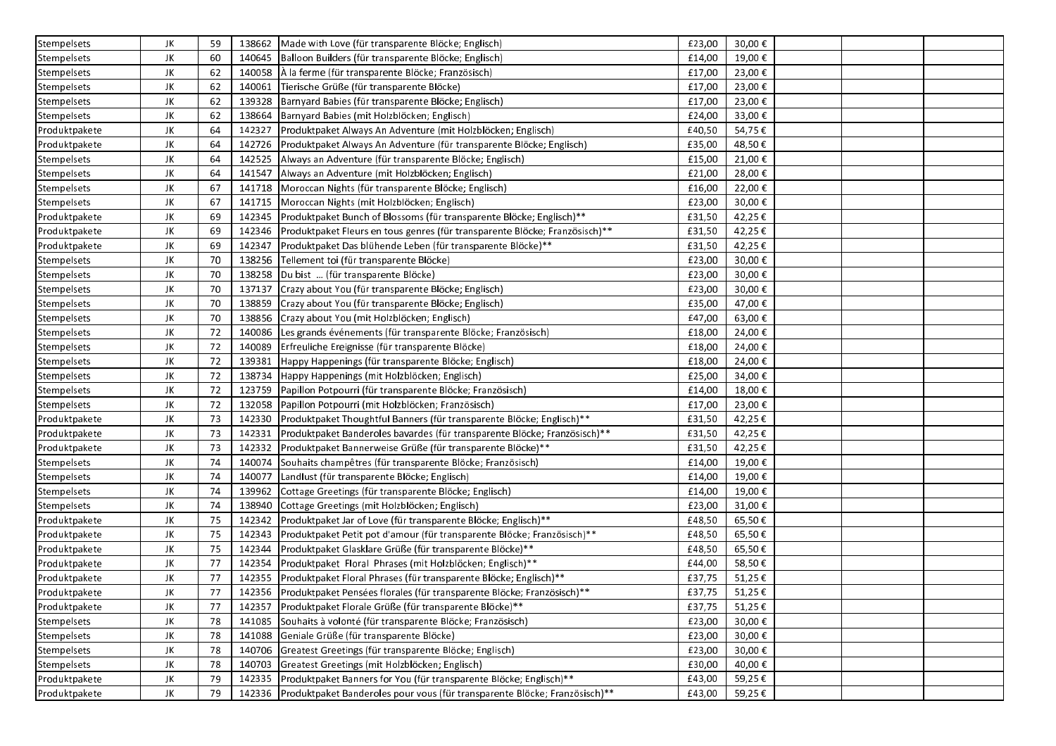| Stempelsets | JK | 59 | 138662 | Made with Love (für transparente Blöcke; Englisch) | £23,00 | 30,00 € | | | |
|---|---|---|---|---|---|---|---|---|---|
| Stempelsets | JK | 60 | 140645 | Balloon Builders (für transparente Blöcke; Englisch) | £14,00 | 19,00 € | | | |
| Stempelsets | JK | 62 | 140058 | À la ferme (für transparente Blöcke; Französisch) | £17,00 | 23,00 € | | | |
| Stempelsets | JK | 62 | 140061 | Tierische Grüße (für transparente Blöcke) | £17,00 | 23,00 € | | | |
| Stempelsets | JK | 62 | 139328 | Barnyard Babies (für transparente Blöcke; Englisch) | £17,00 | 23,00 € | | | |
| Stempelsets | JK | 62 | 138664 | Barnyard Babies (mit Holzblöcken; Englisch) | £24,00 | 33,00 € | | | |
| Produktpakete | JK | 64 | 142327 | Produktpaket Always An Adventure (mit Holzblöcken; Englisch) | £40,50 | 54,75 € | | | |
| Produktpakete | JK | 64 | 142726 | Produktpaket Always An Adventure (für transparente Blöcke; Englisch) | £35,00 | 48,50 € | | | |
| Stempelsets | JK | 64 | 142525 | Always an Adventure (für transparente Blöcke; Englisch) | £15,00 | 21,00 € | | | |
| Stempelsets | JK | 64 | 141547 | Always an Adventure (mit Holzblöcken; Englisch) | £21,00 | 28,00 € | | | |
| Stempelsets | JK | 67 | 141718 | Moroccan Nights (für transparente Blöcke; Englisch) | £16,00 | 22,00 € | | | |
| Stempelsets | JK | 67 | 141715 | Moroccan Nights (mit Holzblöcken; Englisch) | £23,00 | 30,00 € | | | |
| Produktpakete | JK | 69 | 142345 | Produktpaket Bunch of Blossoms (für transparente Blöcke; Englisch)** | £31,50 | 42,25 € | | | |
| Produktpakete | JK | 69 | 142346 | Produktpaket Fleurs en tous genres (für transparente Blöcke; Französisch)** | £31,50 | 42,25 € | | | |
| Produktpakete | JK | 69 | 142347 | Produktpaket Das blühende Leben (für transparente Blöcke)** | £31,50 | 42,25 € | | | |
| Stempelsets | JK | 70 | 138256 | Tellement toi (für transparente Blöcke) | £23,00 | 30,00 € | | | |
| Stempelsets | JK | 70 | 138258 | Du bist ... (für transparente Blöcke) | £23,00 | 30,00 € | | | |
| Stempelsets | JK | 70 | 137137 | Crazy about You (für transparente Blöcke; Englisch) | £23,00 | 30,00 € | | | |
| Stempelsets | JK | 70 | 138859 | Crazy about You (für transparente Blöcke; Englisch) | £35,00 | 47,00 € | | | |
| Stempelsets | JK | 70 | 138856 | Crazy about You (mit Holzblöcken; Englisch) | £47,00 | 63,00 € | | | |
| Stempelsets | JK | 72 | 140086 | Les grands événements (für transparente Blöcke; Französisch) | £18,00 | 24,00 € | | | |
| Stempelsets | JK | 72 | 140089 | Erfreuliche Ereignisse (für transparente Blöcke) | £18,00 | 24,00 € | | | |
| Stempelsets | JK | 72 | 139381 | Happy Happenings (für transparente Blöcke; Englisch) | £18,00 | 24,00 € | | | |
| Stempelsets | JK | 72 | 138734 | Happy Happenings (mit Holzblöcken; Englisch) | £25,00 | 34,00 € | | | |
| Stempelsets | JK | 72 | 123759 | Papillon Potpourri (für transparente Blöcke; Französisch) | £14,00 | 18,00 € | | | |
| Stempelsets | JK | 72 | 132058 | Papillon Potpourri (mit Holzblöcken; Französisch) | £17,00 | 23,00 € | | | |
| Produktpakete | JK | 73 | 142330 | Produktpaket Thoughtful Banners (für transparente Blöcke; Englisch)** | £31,50 | 42,25 € | | | |
| Produktpakete | JK | 73 | 142331 | Produktpaket Banderoles bavardes (für transparente Blöcke; Französisch)** | £31,50 | 42,25 € | | | |
| Produktpakete | JK | 73 | 142332 | Produktpaket Bannerweise Grüße (für transparente Blöcke)** | £31,50 | 42,25 € | | | |
| Stempelsets | JK | 74 | 140074 | Souhaits champêtres (für transparente Blöcke; Französisch) | £14,00 | 19,00 € | | | |
| Stempelsets | JK | 74 | 140077 | Landlust (für transparente Blöcke; Englisch) | £14,00 | 19,00 € | | | |
| Stempelsets | JK | 74 | 139962 | Cottage Greetings (für transparente Blöcke; Englisch) | £14,00 | 19,00 € | | | |
| Stempelsets | JK | 74 | 138940 | Cottage Greetings (mit Holzblöcken; Englisch) | £23,00 | 31,00 € | | | |
| Produktpakete | JK | 75 | 142342 | Produktpaket Jar of Love (für transparente Blöcke; Englisch)** | £48,50 | 65,50 € | | | |
| Produktpakete | JK | 75 | 142343 | Produktpaket Petit pot d'amour (für transparente Blöcke; Französisch)** | £48,50 | 65,50 € | | | |
| Produktpakete | JK | 75 | 142344 | Produktpaket Glasklare Grüße (für transparente Blöcke)** | £48,50 | 65,50 € | | | |
| Produktpakete | JK | 77 | 142354 | Produktpaket Floral Phrases (mit Holzblöcken; Englisch)** | £44,00 | 58,50 € | | | |
| Produktpakete | JK | 77 | 142355 | Produktpaket Floral Phrases (für transparente Blöcke; Englisch)** | £37,75 | 51,25 € | | | |
| Produktpakete | JK | 77 | 142356 | Produktpaket Pensées florales (für transparente Blöcke; Französisch)** | £37,75 | 51,25 € | | | |
| Produktpakete | JK | 77 | 142357 | Produktpaket Florale Grüße (für transparente Blöcke)** | £37,75 | 51,25 € | | | |
| Stempelsets | JK | 78 | 141085 | Souhaits à volonté (für transparente Blöcke; Französisch) | £23,00 | 30,00 € | | | |
| Stempelsets | JK | 78 | 141088 | Geniale Grüße (für transparente Blöcke) | £23,00 | 30,00 € | | | |
| Stempelsets | JK | 78 | 140706 | Greatest Greetings (für transparente Blöcke; Englisch) | £23,00 | 30,00 € | | | |
| Stempelsets | JK | 78 | 140703 | Greatest Greetings (mit Holzblöcken; Englisch) | £30,00 | 40,00 € | | | |
| Produktpakete | JK | 79 | 142335 | Produktpaket Banners for You (für transparente Blöcke; Englisch)** | £43,00 | 59,25 € | | | |
| Produktpakete | JK | 79 | 142336 | Produktpaket Banderoles pour vous (für transparente Blöcke; Französisch)** | £43,00 | 59,25 € | | | |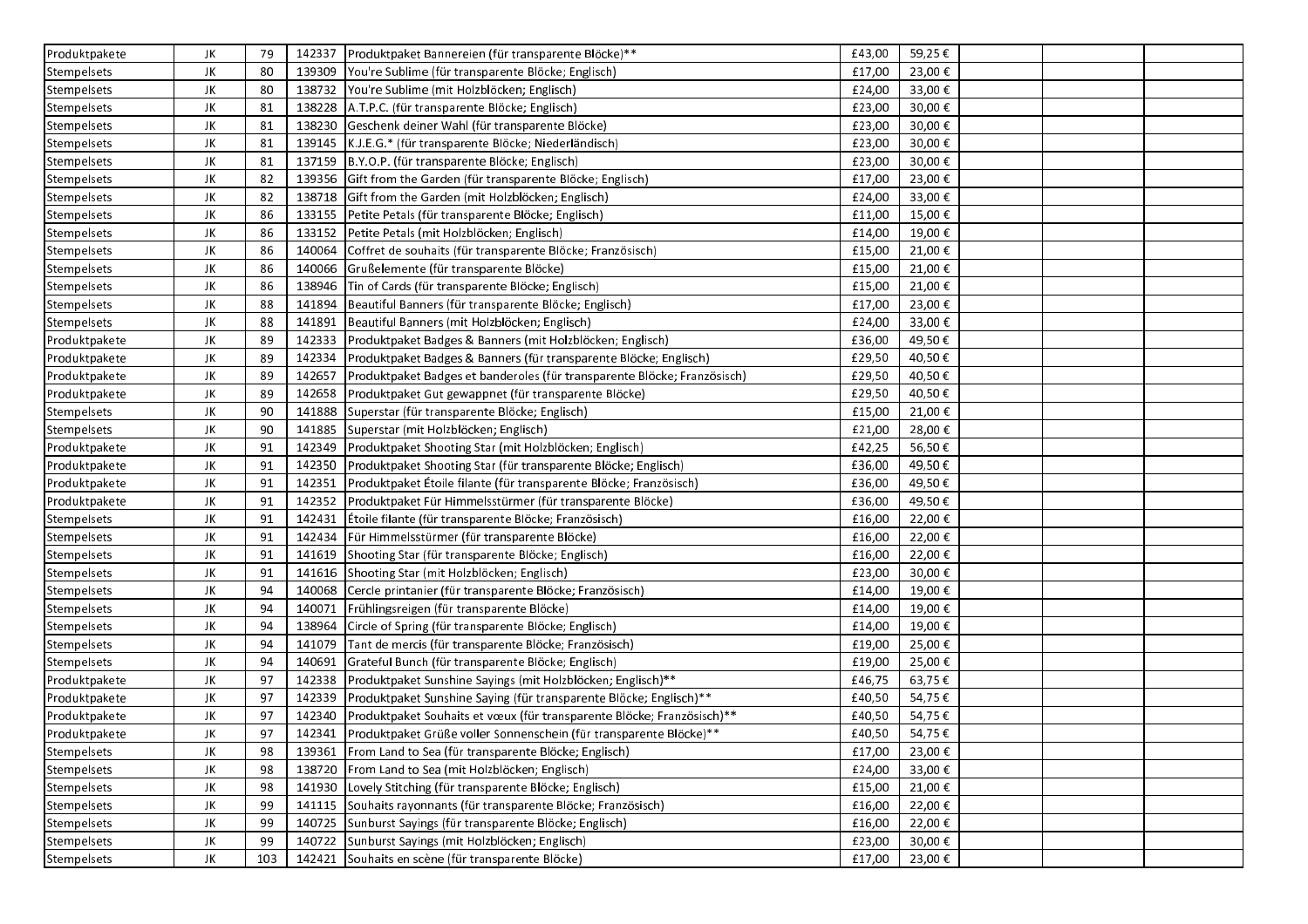| Produktpakete | JK | 79 | 142337 | Produktpaket Bannereien (für transparente Blöcke)** | £43,00 | 59,25 € | | | |
|---|---|---|---|---|---|---|---|---|---|
| Stempelsets | JK | 80 | 139309 | You're Sublime (für transparente Blöcke; Englisch) | £17,00 | 23,00 € | | | |
| Stempelsets | JK | 80 | 138732 | You're Sublime (mit Holzblöcken; Englisch) | £24,00 | 33,00 € | | | |
| Stempelsets | JK | 81 | 138228 | A.T.P.C. (für transparente Blöcke; Englisch) | £23,00 | 30,00 € | | | |
| Stempelsets | JK | 81 | 138230 | Geschenk deiner Wahl (für transparente Blöcke) | £23,00 | 30,00 € | | | |
| Stempelsets | JK | 81 | 139145 | K.J.E.G.* (für transparente Blöcke; Niederländisch) | £23,00 | 30,00 € | | | |
| Stempelsets | JK | 81 | 137159 | B.Y.O.P. (für transparente Blöcke; Englisch) | £23,00 | 30,00 € | | | |
| Stempelsets | JK | 82 | 139356 | Gift from the Garden (für transparente Blöcke; Englisch) | £17,00 | 23,00 € | | | |
| Stempelsets | JK | 82 | 138718 | Gift from the Garden (mit Holzblöcken; Englisch) | £24,00 | 33,00 € | | | |
| Stempelsets | JK | 86 | 133155 | Petite Petals (für transparente Blöcke; Englisch) | £11,00 | 15,00 € | | | |
| Stempelsets | JK | 86 | 133152 | Petite Petals (mit Holzblöcken; Englisch) | £14,00 | 19,00 € | | | |
| Stempelsets | JK | 86 | 140064 | Coffret de souhaits (für transparente Blöcke; Französisch) | £15,00 | 21,00 € | | | |
| Stempelsets | JK | 86 | 140066 | Grußelemente (für transparente Blöcke) | £15,00 | 21,00 € | | | |
| Stempelsets | JK | 86 | 138946 | Tin of Cards (für transparente Blöcke; Englisch) | £15,00 | 21,00 € | | | |
| Stempelsets | JK | 88 | 141894 | Beautiful Banners (für transparente Blöcke; Englisch) | £17,00 | 23,00 € | | | |
| Stempelsets | JK | 88 | 141891 | Beautiful Banners (mit Holzblöcken; Englisch) | £24,00 | 33,00 € | | | |
| Produktpakete | JK | 89 | 142333 | Produktpaket Badges & Banners (mit Holzblöcken; Englisch) | £36,00 | 49,50 € | | | |
| Produktpakete | JK | 89 | 142334 | Produktpaket Badges & Banners (für transparente Blöcke; Englisch) | £29,50 | 40,50 € | | | |
| Produktpakete | JK | 89 | 142657 | Produktpaket Badges et banderoles (für transparente Blöcke; Französisch) | £29,50 | 40,50 € | | | |
| Produktpakete | JK | 89 | 142658 | Produktpaket Gut gewappnet (für transparente Blöcke) | £29,50 | 40,50 € | | | |
| Stempelsets | JK | 90 | 141888 | Superstar (für transparente Blöcke; Englisch) | £15,00 | 21,00 € | | | |
| Stempelsets | JK | 90 | 141885 | Superstar (mit Holzblöcken; Englisch) | £21,00 | 28,00 € | | | |
| Produktpakete | JK | 91 | 142349 | Produktpaket Shooting Star (mit Holzblöcken; Englisch) | £42,25 | 56,50 € | | | |
| Produktpakete | JK | 91 | 142350 | Produktpaket Shooting Star (für transparente Blöcke; Englisch) | £36,00 | 49,50 € | | | |
| Produktpakete | JK | 91 | 142351 | Produktpaket Étoile filante (für transparente Blöcke; Französisch) | £36,00 | 49,50 € | | | |
| Produktpakete | JK | 91 | 142352 | Produktpaket Für Himmelsstürmer (für transparente Blöcke) | £36,00 | 49,50 € | | | |
| Stempelsets | JK | 91 | 142431 | Étoile filante (für transparente Blöcke; Französisch) | £16,00 | 22,00 € | | | |
| Stempelsets | JK | 91 | 142434 | Für Himmelsstürmer (für transparente Blöcke) | £16,00 | 22,00 € | | | |
| Stempelsets | JK | 91 | 141619 | Shooting Star (für transparente Blöcke; Englisch) | £16,00 | 22,00 € | | | |
| Stempelsets | JK | 91 | 141616 | Shooting Star (mit Holzblöcken; Englisch) | £23,00 | 30,00 € | | | |
| Stempelsets | JK | 94 | 140068 | Cercle printanier (für transparente Blöcke; Französisch) | £14,00 | 19,00 € | | | |
| Stempelsets | JK | 94 | 140071 | Frühlingsreigen (für transparente Blöcke) | £14,00 | 19,00 € | | | |
| Stempelsets | JK | 94 | 138964 | Circle of Spring (für transparente Blöcke; Englisch) | £14,00 | 19,00 € | | | |
| Stempelsets | JK | 94 | 141079 | Tant de mercis (für transparente Blöcke; Französisch) | £19,00 | 25,00 € | | | |
| Stempelsets | JK | 94 | 140691 | Grateful Bunch (für transparente Blöcke; Englisch) | £19,00 | 25,00 € | | | |
| Produktpakete | JK | 97 | 142338 | Produktpaket Sunshine Sayings (mit Holzblöcken; Englisch)** | £46,75 | 63,75 € | | | |
| Produktpakete | JK | 97 | 142339 | Produktpaket Sunshine Saying (für transparente Blöcke; Englisch)** | £40,50 | 54,75 € | | | |
| Produktpakete | JK | 97 | 142340 | Produktpaket Souhaits et vœux (für transparente Blöcke; Französisch)** | £40,50 | 54,75 € | | | |
| Produktpakete | JK | 97 | 142341 | Produktpaket Grüße voller Sonnenschein (für transparente Blöcke)** | £40,50 | 54,75 € | | | |
| Stempelsets | JK | 98 | 139361 | From Land to Sea (für transparente Blöcke; Englisch) | £17,00 | 23,00 € | | | |
| Stempelsets | JK | 98 | 138720 | From Land to Sea (mit Holzblöcken; Englisch) | £24,00 | 33,00 € | | | |
| Stempelsets | JK | 98 | 141930 | Lovely Stitching (für transparente Blöcke; Englisch) | £15,00 | 21,00 € | | | |
| Stempelsets | JK | 99 | 141115 | Souhaits rayonnants (für transparente Blöcke; Französisch) | £16,00 | 22,00 € | | | |
| Stempelsets | JK | 99 | 140725 | Sunburst Sayings (für transparente Blöcke; Englisch) | £16,00 | 22,00 € | | | |
| Stempelsets | JK | 99 | 140722 | Sunburst Sayings (mit Holzblöcken; Englisch) | £23,00 | 30,00 € | | | |
| Stempelsets | JK | 103 | 142421 | Souhaits en scène (für transparente Blöcke) | £17,00 | 23,00 € | | | |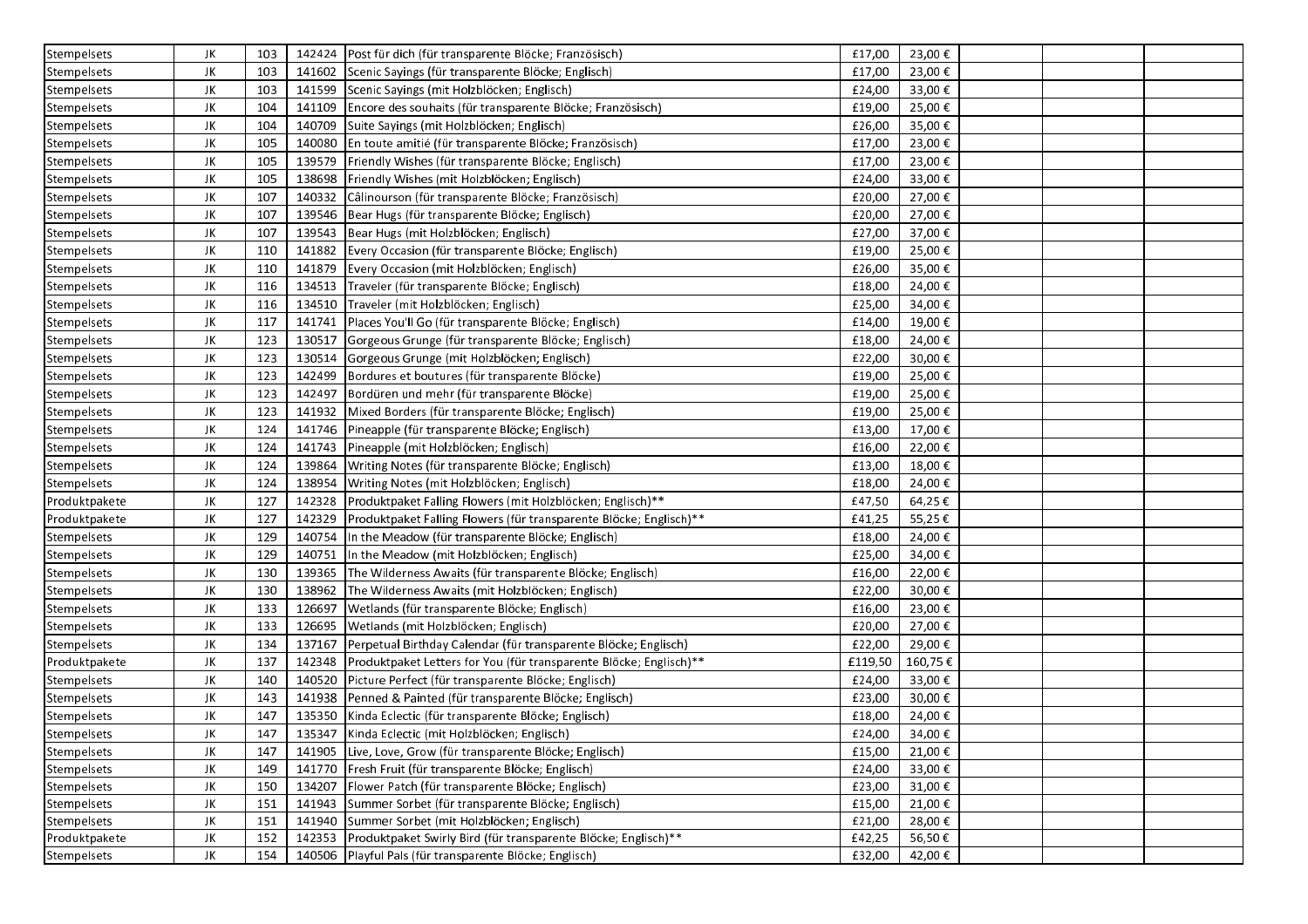| | | | | | | | | | |
|---|---|---|---|---|---|---|---|---|---|
| Stempelsets | JK | 103 | 142424 | Post für dich (für transparente Blöcke; Französisch) | £17,00 | 23,00 € | | | |
| Stempelsets | JK | 103 | 141602 | Scenic Sayings (für transparente Blöcke; Englisch) | £17,00 | 23,00 € | | | |
| Stempelsets | JK | 103 | 141599 | Scenic Sayings (mit Holzblöcken; Englisch) | £24,00 | 33,00 € | | | |
| Stempelsets | JK | 104 | 141109 | Encore des souhaits (für transparente Blöcke; Französisch) | £19,00 | 25,00 € | | | |
| Stempelsets | JK | 104 | 140709 | Suite Sayings (mit Holzblöcken; Englisch) | £26,00 | 35,00 € | | | |
| Stempelsets | JK | 105 | 140080 | En toute amitié (für transparente Blöcke; Französisch) | £17,00 | 23,00 € | | | |
| Stempelsets | JK | 105 | 139579 | Friendly Wishes (für transparente Blöcke; Englisch) | £17,00 | 23,00 € | | | |
| Stempelsets | JK | 105 | 138698 | Friendly Wishes (mit Holzblöcken; Englisch) | £24,00 | 33,00 € | | | |
| Stempelsets | JK | 107 | 140332 | Câlinourson (für transparente Blöcke; Französisch) | £20,00 | 27,00 € | | | |
| Stempelsets | JK | 107 | 139546 | Bear Hugs (für transparente Blöcke; Englisch) | £20,00 | 27,00 € | | | |
| Stempelsets | JK | 107 | 139543 | Bear Hugs (mit Holzblöcken; Englisch) | £27,00 | 37,00 € | | | |
| Stempelsets | JK | 110 | 141882 | Every Occasion (für transparente Blöcke; Englisch) | £19,00 | 25,00 € | | | |
| Stempelsets | JK | 110 | 141879 | Every Occasion (mit Holzblöcken; Englisch) | £26,00 | 35,00 € | | | |
| Stempelsets | JK | 116 | 134513 | Traveler (für transparente Blöcke; Englisch) | £18,00 | 24,00 € | | | |
| Stempelsets | JK | 116 | 134510 | Traveler (mit Holzblöcken; Englisch) | £25,00 | 34,00 € | | | |
| Stempelsets | JK | 117 | 141741 | Places You'll Go (für transparente Blöcke; Englisch) | £14,00 | 19,00 € | | | |
| Stempelsets | JK | 123 | 130517 | Gorgeous Grunge (für transparente Blöcke; Englisch) | £18,00 | 24,00 € | | | |
| Stempelsets | JK | 123 | 130514 | Gorgeous Grunge (mit Holzblöcken; Englisch) | £22,00 | 30,00 € | | | |
| Stempelsets | JK | 123 | 142499 | Bordures et boutures (für transparente Blöcke) | £19,00 | 25,00 € | | | |
| Stempelsets | JK | 123 | 142497 | Bordüren und mehr (für transparente Blöcke) | £19,00 | 25,00 € | | | |
| Stempelsets | JK | 123 | 141932 | Mixed Borders (für transparente Blöcke; Englisch) | £19,00 | 25,00 € | | | |
| Stempelsets | JK | 124 | 141746 | Pineapple (für transparente Blöcke; Englisch) | £13,00 | 17,00 € | | | |
| Stempelsets | JK | 124 | 141743 | Pineapple (mit Holzblöcken; Englisch) | £16,00 | 22,00 € | | | |
| Stempelsets | JK | 124 | 139864 | Writing Notes (für transparente Blöcke; Englisch) | £13,00 | 18,00 € | | | |
| Stempelsets | JK | 124 | 138954 | Writing Notes (mit Holzblöcken; Englisch) | £18,00 | 24,00 € | | | |
| Produktpakete | JK | 127 | 142328 | Produktpaket Falling Flowers (mit Holzblöcken; Englisch)** | £47,50 | 64,25 € | | | |
| Produktpakete | JK | 127 | 142329 | Produktpaket Falling Flowers (für transparente Blöcke; Englisch)** | £41,25 | 55,25 € | | | |
| Stempelsets | JK | 129 | 140754 | In the Meadow (für transparente Blöcke; Englisch) | £18,00 | 24,00 € | | | |
| Stempelsets | JK | 129 | 140751 | In the Meadow (mit Holzblöcken; Englisch) | £25,00 | 34,00 € | | | |
| Stempelsets | JK | 130 | 139365 | The Wilderness Awaits (für transparente Blöcke; Englisch) | £16,00 | 22,00 € | | | |
| Stempelsets | JK | 130 | 138962 | The Wilderness Awaits (mit Holzblöcken; Englisch) | £22,00 | 30,00 € | | | |
| Stempelsets | JK | 133 | 126697 | Wetlands (für transparente Blöcke; Englisch) | £16,00 | 23,00 € | | | |
| Stempelsets | JK | 133 | 126695 | Wetlands (mit Holzblöcken; Englisch) | £20,00 | 27,00 € | | | |
| Stempelsets | JK | 134 | 137167 | Perpetual Birthday Calendar (für transparente Blöcke; Englisch) | £22,00 | 29,00 € | | | |
| Produktpakete | JK | 137 | 142348 | Produktpaket Letters for You (für transparente Blöcke; Englisch)** | £119,50 | 160,75 € | | | |
| Stempelsets | JK | 140 | 140520 | Picture Perfect (für transparente Blöcke; Englisch) | £24,00 | 33,00 € | | | |
| Stempelsets | JK | 143 | 141938 | Penned & Painted (für transparente Blöcke; Englisch) | £23,00 | 30,00 € | | | |
| Stempelsets | JK | 147 | 135350 | Kinda Eclectic (für transparente Blöcke; Englisch) | £18,00 | 24,00 € | | | |
| Stempelsets | JK | 147 | 135347 | Kinda Eclectic (mit Holzblöcken; Englisch) | £24,00 | 34,00 € | | | |
| Stempelsets | JK | 147 | 141905 | Live, Love, Grow (für transparente Blöcke; Englisch) | £15,00 | 21,00 € | | | |
| Stempelsets | JK | 149 | 141770 | Fresh Fruit (für transparente Blöcke; Englisch) | £24,00 | 33,00 € | | | |
| Stempelsets | JK | 150 | 134207 | Flower Patch (für transparente Blöcke; Englisch) | £23,00 | 31,00 € | | | |
| Stempelsets | JK | 151 | 141943 | Summer Sorbet (für transparente Blöcke; Englisch) | £15,00 | 21,00 € | | | |
| Stempelsets | JK | 151 | 141940 | Summer Sorbet (mit Holzblöcken; Englisch) | £21,00 | 28,00 € | | | |
| Produktpakete | JK | 152 | 142353 | Produktpaket Swirly Bird (für transparente Blöcke; Englisch)** | £42,25 | 56,50 € | | | |
| Stempelsets | JK | 154 | 140506 | Playful Pals (für transparente Blöcke; Englisch) | £32,00 | 42,00 € | | | |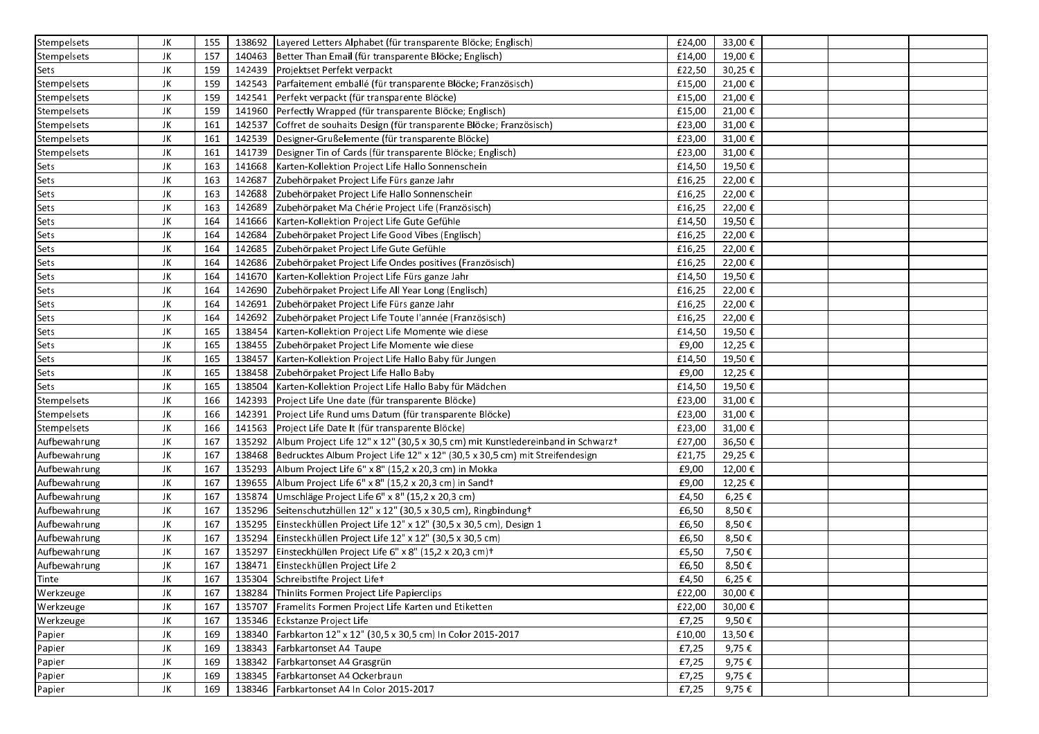| | | | | | | | | | |
|---|---|---|---|---|---|---|---|---|---|
| Stempelsets | JK | 155 | 138692 | Layered Letters Alphabet (für transparente Blöcke; Englisch) | £24,00 | 33,00 € | | | |
| Stempelsets | JK | 157 | 140463 | Better Than Email (für transparente Blöcke; Englisch) | £14,00 | 19,00 € | | | |
| Sets | JK | 159 | 142439 | Projektset Perfekt verpackt | £22,50 | 30,25 € | | | |
| Stempelsets | JK | 159 | 142543 | Parfaitement emballé (für transparente Blöcke; Französisch) | £15,00 | 21,00 € | | | |
| Stempelsets | JK | 159 | 142541 | Perfekt verpackt (für transparente Blöcke) | £15,00 | 21,00 € | | | |
| Stempelsets | JK | 159 | 141960 | Perfectly Wrapped (für transparente Blöcke; Englisch) | £15,00 | 21,00 € | | | |
| Stempelsets | JK | 161 | 142537 | Coffret de souhaits Design (für transparente Blöcke; Französisch) | £23,00 | 31,00 € | | | |
| Stempelsets | JK | 161 | 142539 | Designer-Grußelemente (für transparente Blöcke) | £23,00 | 31,00 € | | | |
| Stempelsets | JK | 161 | 141739 | Designer Tin of Cards (für transparente Blöcke; Englisch) | £23,00 | 31,00 € | | | |
| Sets | JK | 163 | 141668 | Karten-Kollektion Project Life Hallo Sonnenschein | £14,50 | 19,50 € | | | |
| Sets | JK | 163 | 142687 | Zubehörpaket Project Life Fürs ganze Jahr | £16,25 | 22,00 € | | | |
| Sets | JK | 163 | 142688 | Zubehörpaket Project Life Hallo Sonnenschein | £16,25 | 22,00 € | | | |
| Sets | JK | 163 | 142689 | Zubehörpaket Ma Chérie Project Life (Französisch) | £16,25 | 22,00 € | | | |
| Sets | JK | 164 | 141666 | Karten-Kollektion Project Life Gute Gefühle | £14,50 | 19,50 € | | | |
| Sets | JK | 164 | 142684 | Zubehörpaket Project Life Good Vibes (Englisch) | £16,25 | 22,00 € | | | |
| Sets | JK | 164 | 142685 | Zubehörpaket Project Life Gute Gefühle | £16,25 | 22,00 € | | | |
| Sets | JK | 164 | 142686 | Zubehörpaket Project Life Ondes positives (Französisch) | £16,25 | 22,00 € | | | |
| Sets | JK | 164 | 141670 | Karten-Kollektion Project Life Fürs ganze Jahr | £14,50 | 19,50 € | | | |
| Sets | JK | 164 | 142690 | Zubehörpaket Project Life All Year Long (Englisch) | £16,25 | 22,00 € | | | |
| Sets | JK | 164 | 142691 | Zubehörpaket Project Life Fürs ganze Jahr | £16,25 | 22,00 € | | | |
| Sets | JK | 164 | 142692 | Zubehörpaket Project Life Toute l'année (Französisch) | £16,25 | 22,00 € | | | |
| Sets | JK | 165 | 138454 | Karten-Kollektion Project Life Momente wie diese | £14,50 | 19,50 € | | | |
| Sets | JK | 165 | 138455 | Zubehörpaket Project Life Momente wie diese | £9,00 | 12,25 € | | | |
| Sets | JK | 165 | 138457 | Karten-Kollektion Project Life Hallo Baby für Jungen | £14,50 | 19,50 € | | | |
| Sets | JK | 165 | 138458 | Zubehörpaket Project Life Hallo Baby | £9,00 | 12,25 € | | | |
| Sets | JK | 165 | 138504 | Karten-Kollektion Project Life Hallo Baby für Mädchen | £14,50 | 19,50 € | | | |
| Stempelsets | JK | 166 | 142393 | Project Life Une date (für transparente Blöcke) | £23,00 | 31,00 € | | | |
| Stempelsets | JK | 166 | 142391 | Project Life Rund ums Datum (für transparente Blöcke) | £23,00 | 31,00 € | | | |
| Stempelsets | JK | 166 | 141563 | Project Life Date It (für transparente Blöcke) | £23,00 | 31,00 € | | | |
| Aufbewahrung | JK | 167 | 135292 | Album Project Life 12" x 12" (30,5 x 30,5 cm) mit Kunstledereinband in Schwarz† | £27,00 | 36,50 € | | | |
| Aufbewahrung | JK | 167 | 138468 | Bedrucktes Album Project Life 12" x 12" (30,5 x 30,5 cm) mit Streifendesign | £21,75 | 29,25 € | | | |
| Aufbewahrung | JK | 167 | 135293 | Album Project Life 6" x 8" (15,2 x 20,3 cm) in Mokka | £9,00 | 12,00 € | | | |
| Aufbewahrung | JK | 167 | 139655 | Album Project Life 6" x 8" (15,2 x 20,3 cm) in Sand† | £9,00 | 12,25 € | | | |
| Aufbewahrung | JK | 167 | 135874 | Umschläge Project Life 6" x 8" (15,2 x 20,3 cm) | £4,50 | 6,25 € | | | |
| Aufbewahrung | JK | 167 | 135296 | Seitenschutzhüllen 12" x 12" (30,5 x 30,5 cm), Ringbindung† | £6,50 | 8,50 € | | | |
| Aufbewahrung | JK | 167 | 135295 | Einsteckhüllen Project Life 12" x 12" (30,5 x 30,5 cm), Design 1 | £6,50 | 8,50 € | | | |
| Aufbewahrung | JK | 167 | 135294 | Einsteckhüllen Project Life 12" x 12" (30,5 x 30,5 cm) | £6,50 | 8,50 € | | | |
| Aufbewahrung | JK | 167 | 135297 | Einsteckhüllen Project Life 6" x 8" (15,2 x 20,3 cm)† | £5,50 | 7,50 € | | | |
| Aufbewahrung | JK | 167 | 138471 | Einsteckhüllen Project Life 2 | £6,50 | 8,50 € | | | |
| Tinte | JK | 167 | 135304 | Schreibstifte Project Life† | £4,50 | 6,25 € | | | |
| Werkzeuge | JK | 167 | 138284 | Thinlits Formen Project Life Papierclips | £22,00 | 30,00 € | | | |
| Werkzeuge | JK | 167 | 135707 | Framelits Formen Project Life Karten und Etiketten | £22,00 | 30,00 € | | | |
| Werkzeuge | JK | 167 | 135346 | Eckstanze Project Life | £7,25 | 9,50 € | | | |
| Papier | JK | 169 | 138340 | Farbkarton 12" x 12" (30,5 x 30,5 cm) In Color 2015-2017 | £10,00 | 13,50 € | | | |
| Papier | JK | 169 | 138343 | Farbkartonset A4 Taupe | £7,25 | 9,75 € | | | |
| Papier | JK | 169 | 138342 | Farbkartonset A4 Grasgrün | £7,25 | 9,75 € | | | |
| Papier | JK | 169 | 138345 | Farbkartonset A4 Ockerbraun | £7,25 | 9,75 € | | | |
| Papier | JK | 169 | 138346 | Farbkartonset A4 In Color 2015-2017 | £7,25 | 9,75 € | | | |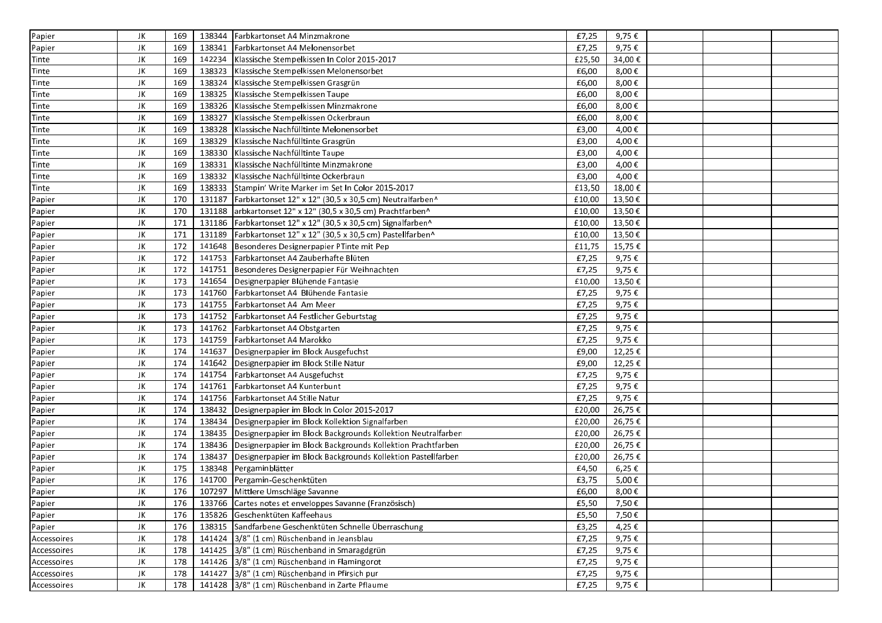| Papier | JK | 169 | 138344 | Farbkartonset A4 Minzmakrone | £7,25 | 9,75 € | | | |
|---|---|---|---|---|---|---|---|---|---|
| Papier | JK | 169 | 138341 | Farbkartonset A4 Melonensorbet | £7,25 | 9,75 € | | | |
| Tinte | JK | 169 | 142234 | Klassische Stempelkissen In Color 2015-2017 | £25,50 | 34,00 € | | | |
| Tinte | JK | 169 | 138323 | Klassische Stempelkissen Melonensorbet | £6,00 | 8,00 € | | | |
| Tinte | JK | 169 | 138324 | Klassische Stempelkissen Grasgrün | £6,00 | 8,00 € | | | |
| Tinte | JK | 169 | 138325 | Klassische Stempelkissen Taupe | £6,00 | 8,00 € | | | |
| Tinte | JK | 169 | 138326 | Klassische Stempelkissen Minzmakrone | £6,00 | 8,00 € | | | |
| Tinte | JK | 169 | 138327 | Klassische Stempelkissen Ockerbraun | £6,00 | 8,00 € | | | |
| Tinte | JK | 169 | 138328 | Klassische Nachfülltinte Melonensorbet | £3,00 | 4,00 € | | | |
| Tinte | JK | 169 | 138329 | Klassische Nachfülltinte Grasgrün | £3,00 | 4,00 € | | | |
| Tinte | JK | 169 | 138330 | Klassische Nachfülltinte Taupe | £3,00 | 4,00 € | | | |
| Tinte | JK | 169 | 138331 | Klassische Nachfülltinte Minzmakrone | £3,00 | 4,00 € | | | |
| Tinte | JK | 169 | 138332 | Klassische Nachfülltinte Ockerbraun | £3,00 | 4,00 € | | | |
| Tinte | JK | 169 | 138333 | Stampin' Write Marker im Set In Color 2015-2017 | £13,50 | 18,00 € | | | |
| Papier | JK | 170 | 131187 | Farbkartonset 12" x 12" (30,5 x 30,5 cm) Neutralfarben^ | £10,00 | 13,50 € | | | |
| Papier | JK | 170 | 131188 | arbkartonset 12" x 12" (30,5 x 30,5 cm) Prachtfarben^ | £10,00 | 13,50 € | | | |
| Papier | JK | 171 | 131186 | Farbkartonset 12" x 12" (30,5 x 30,5 cm) Signalfarben^ | £10,00 | 13,50 € | | | |
| Papier | JK | 171 | 131189 | Farbkartonset 12" x 12" (30,5 x 30,5 cm) Pastellfarben^ | £10,00 | 13,50 € | | | |
| Papier | JK | 172 | 141648 | Besonderes Designerpapier PTinte mit Pep | £11,75 | 15,75 € | | | |
| Papier | JK | 172 | 141753 | Farbkartonset A4 Zauberhafte Blüten | £7,25 | 9,75 € | | | |
| Papier | JK | 172 | 141751 | Besonderes Designerpapier Für Weihnachten | £7,25 | 9,75 € | | | |
| Papier | JK | 173 | 141654 | Designerpapier Blühende Fantasie | £10,00 | 13,50 € | | | |
| Papier | JK | 173 | 141760 | Farbkartonset A4 Blühende Fantasie | £7,25 | 9,75 € | | | |
| Papier | JK | 173 | 141755 | Farbkartonset A4 Am Meer | £7,25 | 9,75 € | | | |
| Papier | JK | 173 | 141752 | Farbkartonset A4 Festlicher Geburtstag | £7,25 | 9,75 € | | | |
| Papier | JK | 173 | 141762 | Farbkartonset A4 Obstgarten | £7,25 | 9,75 € | | | |
| Papier | JK | 173 | 141759 | Farbkartonset A4 Marokko | £7,25 | 9,75 € | | | |
| Papier | JK | 174 | 141637 | Designerpapier im Block Ausgefuchst | £9,00 | 12,25 € | | | |
| Papier | JK | 174 | 141642 | Designerpapier im Block Stille Natur | £9,00 | 12,25 € | | | |
| Papier | JK | 174 | 141754 | Farbkartonset A4 Ausgefuchst | £7,25 | 9,75 € | | | |
| Papier | JK | 174 | 141761 | Farbkartonset A4 Kunterbunt | £7,25 | 9,75 € | | | |
| Papier | JK | 174 | 141756 | Farbkartonset A4 Stille Natur | £7,25 | 9,75 € | | | |
| Papier | JK | 174 | 138432 | Designerpapier im Block In Color 2015-2017 | £20,00 | 26,75 € | | | |
| Papier | JK | 174 | 138434 | Designerpapier im Block Kollektion Signalfarben | £20,00 | 26,75 € | | | |
| Papier | JK | 174 | 138435 | Designerpapier im Block Backgrounds Kollektion Neutralfarben | £20,00 | 26,75 € | | | |
| Papier | JK | 174 | 138436 | Designerpapier im Block Backgrounds Kollektion Prachtfarben | £20,00 | 26,75 € | | | |
| Papier | JK | 174 | 138437 | Designerpapier im Block Backgrounds Kollektion Pastellfarben | £20,00 | 26,75 € | | | |
| Papier | JK | 175 | 138348 | Pergaminblätter | £4,50 | 6,25 € | | | |
| Papier | JK | 176 | 141700 | Pergamin-Geschenktüten | £3,75 | 5,00 € | | | |
| Papier | JK | 176 | 107297 | Mittlere Umschläge Savanne | £6,00 | 8,00 € | | | |
| Papier | JK | 176 | 133766 | Cartes notes et enveloppes Savanne (Französisch) | £5,50 | 7,50 € | | | |
| Papier | JK | 176 | 135826 | Geschenktüten Kaffeehaus | £5,50 | 7,50 € | | | |
| Papier | JK | 176 | 138315 | Sandfarbene Geschenktüten Schnelle Überraschung | £3,25 | 4,25 € | | | |
| Accessoires | JK | 178 | 141424 | 3/8" (1 cm) Rüschenband in Jeansblau | £7,25 | 9,75 € | | | |
| Accessoires | JK | 178 | 141425 | 3/8" (1 cm) Rüschenband in Smaragdgrün | £7,25 | 9,75 € | | | |
| Accessoires | JK | 178 | 141426 | 3/8" (1 cm) Rüschenband in Flamingorot | £7,25 | 9,75 € | | | |
| Accessoires | JK | 178 | 141427 | 3/8" (1 cm) Rüschenband in Pfirsich pur | £7,25 | 9,75 € | | | |
| Accessoires | JK | 178 | 141428 | 3/8" (1 cm) Rüschenband in Zarte Pflaume | £7,25 | 9,75 € | | | |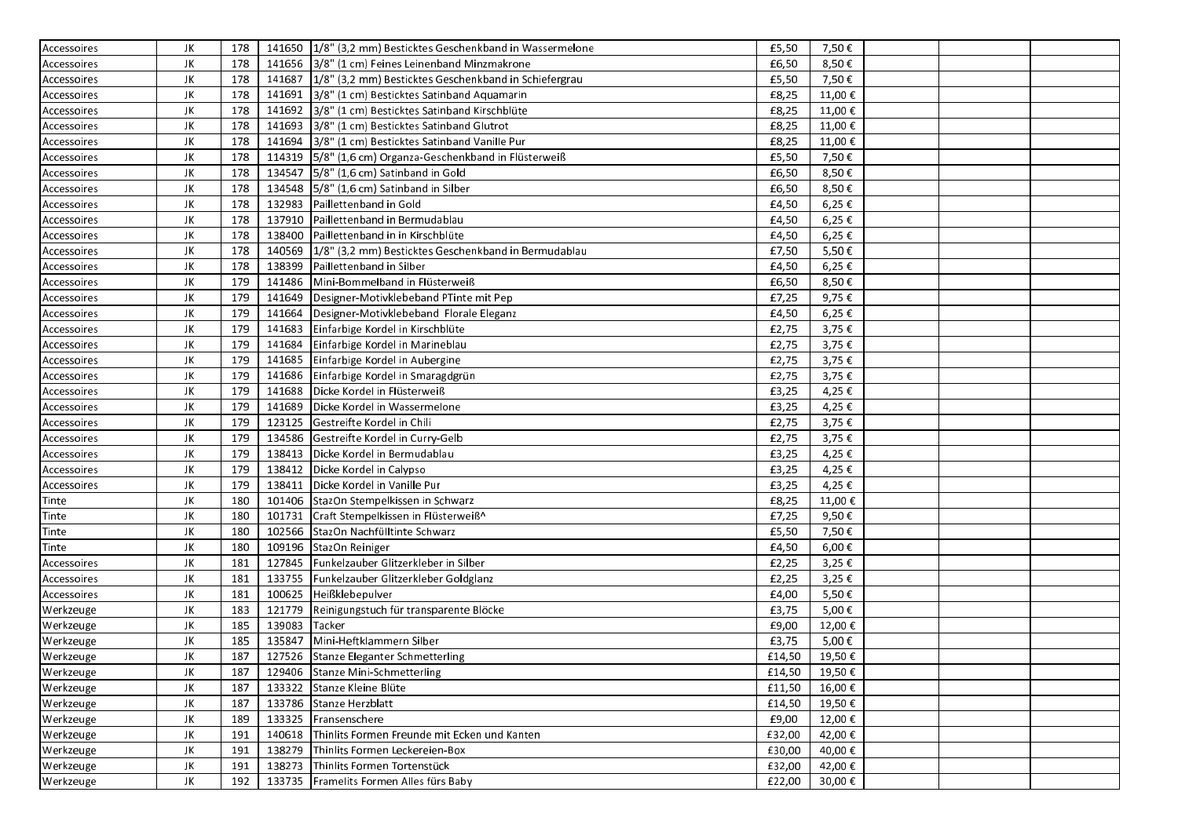| Accessoires | JK | 178 | 141650 | 1/8" (3,2 mm) Besticktes Geschenkband in Wassermelone | £5,50 | 7,50 € | | | |
|---|---|---|---|---|---|---|---|---|---|
| Accessoires | JK | 178 | 141656 | 3/8" (1 cm) Feines Leinenband Minzmakrone | £6,50 | 8,50 € | | | |
| Accessoires | JK | 178 | 141687 | 1/8" (3,2 mm) Besticktes Geschenkband in Schiefergrau | £5,50 | 7,50 € | | | |
| Accessoires | JK | 178 | 141691 | 3/8" (1 cm) Besticktes Satinband Aquamarin | £8,25 | 11,00 € | | | |
| Accessoires | JK | 178 | 141692 | 3/8" (1 cm) Besticktes Satinband Kirschblüte | £8,25 | 11,00 € | | | |
| Accessoires | JK | 178 | 141693 | 3/8" (1 cm) Besticktes Satinband Glutrot | £8,25 | 11,00 € | | | |
| Accessoires | JK | 178 | 141694 | 3/8" (1 cm) Besticktes Satinband Vanille Pur | £8,25 | 11,00 € | | | |
| Accessoires | JK | 178 | 114319 | 5/8" (1,6 cm) Organza-Geschenkband in Flüsterweiß | £5,50 | 7,50 € | | | |
| Accessoires | JK | 178 | 134547 | 5/8" (1,6 cm) Satinband in Gold | £6,50 | 8,50 € | | | |
| Accessoires | JK | 178 | 134548 | 5/8" (1,6 cm) Satinband in Silber | £6,50 | 8,50 € | | | |
| Accessoires | JK | 178 | 132983 | Paillettenband in Gold | £4,50 | 6,25 € | | | |
| Accessoires | JK | 178 | 137910 | Paillettenband in Bermudablau | £4,50 | 6,25 € | | | |
| Accessoires | JK | 178 | 138400 | Paillettenband in in Kirschblüte | £4,50 | 6,25 € | | | |
| Accessoires | JK | 178 | 140569 | 1/8" (3,2 mm) Besticktes Geschenkband in Bermudablau | £7,50 | 5,50 € | | | |
| Accessoires | JK | 178 | 138399 | Paillettenband in Silber | £4,50 | 6,25 € | | | |
| Accessoires | JK | 179 | 141486 | Mini-Bommelband in Flüsterweiß | £6,50 | 8,50 € | | | |
| Accessoires | JK | 179 | 141649 | Designer-Motivklebeband PTinte mit Pep | £7,25 | 9,75 € | | | |
| Accessoires | JK | 179 | 141664 | Designer-Motivklebeband Florale Eleganz | £4,50 | 6,25 € | | | |
| Accessoires | JK | 179 | 141683 | Einfarbige Kordel in Kirschblüte | £2,75 | 3,75 € | | | |
| Accessoires | JK | 179 | 141684 | Einfarbige Kordel in Marineblau | £2,75 | 3,75 € | | | |
| Accessoires | JK | 179 | 141685 | Einfarbige Kordel in Aubergine | £2,75 | 3,75 € | | | |
| Accessoires | JK | 179 | 141686 | Einfarbige Kordel in Smaragdgrün | £2,75 | 3,75 € | | | |
| Accessoires | JK | 179 | 141688 | Dicke Kordel in Flüsterweiß | £3,25 | 4,25 € | | | |
| Accessoires | JK | 179 | 141689 | Dicke Kordel in Wassermelone | £3,25 | 4,25 € | | | |
| Accessoires | JK | 179 | 123125 | Gestreifte Kordel in Chili | £2,75 | 3,75 € | | | |
| Accessoires | JK | 179 | 134586 | Gestreifte Kordel in Curry-Gelb | £2,75 | 3,75 € | | | |
| Accessoires | JK | 179 | 138413 | Dicke Kordel in Bermudablau | £3,25 | 4,25 € | | | |
| Accessoires | JK | 179 | 138412 | Dicke Kordel in Calypso | £3,25 | 4,25 € | | | |
| Accessoires | JK | 179 | 138411 | Dicke Kordel in Vanille Pur | £3,25 | 4,25 € | | | |
| Tinte | JK | 180 | 101406 | StazOn Stempelkissen in Schwarz | £8,25 | 11,00 € | | | |
| Tinte | JK | 180 | 101731 | Craft Stempelkissen in Flüsterweiß^ | £7,25 | 9,50 € | | | |
| Tinte | JK | 180 | 102566 | StazOn Nachfülltinte Schwarz | £5,50 | 7,50 € | | | |
| Tinte | JK | 180 | 109196 | StazOn Reiniger | £4,50 | 6,00 € | | | |
| Accessoires | JK | 181 | 127845 | Funkelzauber Glitzerkleber in Silber | £2,25 | 3,25 € | | | |
| Accessoires | JK | 181 | 133755 | Funkelzauber Glitzerkleber Goldglanz | £2,25 | 3,25 € | | | |
| Accessoires | JK | 181 | 100625 | Heißklebepulver | £4,00 | 5,50 € | | | |
| Werkzeuge | JK | 183 | 121779 | Reinigungstuch für transparente Blöcke | £3,75 | 5,00 € | | | |
| Werkzeuge | JK | 185 | 139083 | Tacker | £9,00 | 12,00 € | | | |
| Werkzeuge | JK | 185 | 135847 | Mini-Heftklammern Silber | £3,75 | 5,00 € | | | |
| Werkzeuge | JK | 187 | 127526 | Stanze Eleganter Schmetterling | £14,50 | 19,50 € | | | |
| Werkzeuge | JK | 187 | 129406 | Stanze Mini-Schmetterling | £14,50 | 19,50 € | | | |
| Werkzeuge | JK | 187 | 133322 | Stanze Kleine Blüte | £11,50 | 16,00 € | | | |
| Werkzeuge | JK | 187 | 133786 | Stanze Herzblatt | £14,50 | 19,50 € | | | |
| Werkzeuge | JK | 189 | 133325 | Fransenschere | £9,00 | 12,00 € | | | |
| Werkzeuge | JK | 191 | 140618 | Thinlits Formen Freunde mit Ecken und Kanten | £32,00 | 42,00 € | | | |
| Werkzeuge | JK | 191 | 138279 | Thinlits Formen Leckereien-Box | £30,00 | 40,00 € | | | |
| Werkzeuge | JK | 191 | 138273 | Thinlits Formen Tortenstück | £32,00 | 42,00 € | | | |
| Werkzeuge | JK | 192 | 133735 | Framelits Formen Alles fürs Baby | £22,00 | 30,00 € | | | |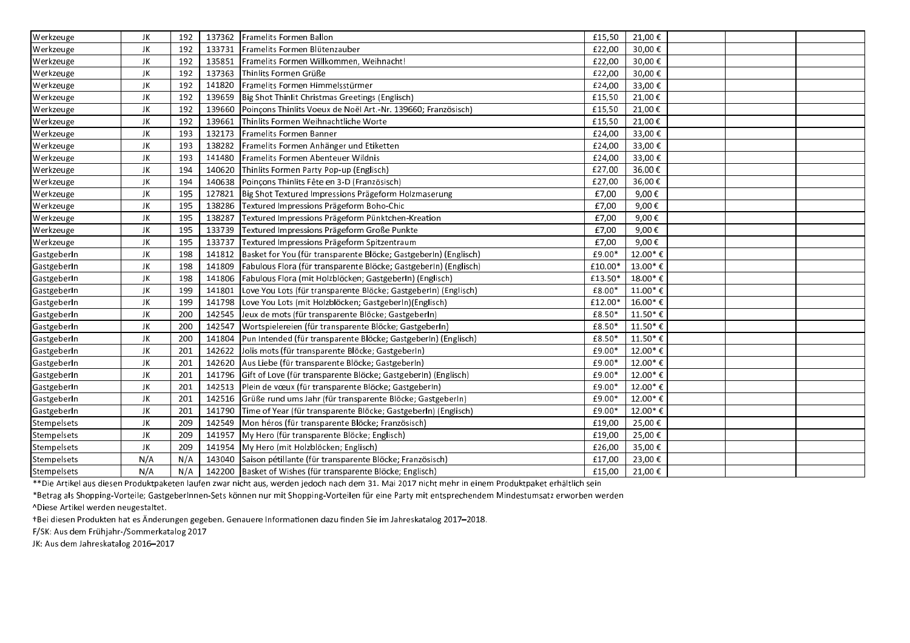| | | | | | | | | | |
|---|---|---|---|---|---|---|---|---|---|
| Werkzeuge | JK | 192 | 137362 | Framelits Formen Ballon | £15,50 | 21,00 € | | | |
| Werkzeuge | JK | 192 | 133731 | Framelits Formen Blütenzauber | £22,00 | 30,00 € | | | |
| Werkzeuge | JK | 192 | 135851 | Framelits Formen Willkommen, Weihnacht! | £22,00 | 30,00 € | | | |
| Werkzeuge | JK | 192 | 137363 | Thinlits Formen Grüße | £22,00 | 30,00 € | | | |
| Werkzeuge | JK | 192 | 141820 | Framelits Formen Himmelsstürmer | £24,00 | 33,00 € | | | |
| Werkzeuge | JK | 192 | 139659 | Big Shot Thinlit Christmas Greetings (Englisch) | £15,50 | 21,00 € | | | |
| Werkzeuge | JK | 192 | 139660 | Poinçons Thinlits Voeux de Noël Art.-Nr. 139660; Französisch) | £15,50 | 21,00 € | | | |
| Werkzeuge | JK | 192 | 139661 | Thinlits Formen Weihnachtliche Worte | £15,50 | 21,00 € | | | |
| Werkzeuge | JK | 193 | 132173 | Framelits Formen Banner | £24,00 | 33,00 € | | | |
| Werkzeuge | JK | 193 | 138282 | Framelits Formen Anhänger und Etiketten | £24,00 | 33,00 € | | | |
| Werkzeuge | JK | 193 | 141480 | Framelits Formen Abenteuer Wildnis | £24,00 | 33,00 € | | | |
| Werkzeuge | JK | 194 | 140620 | Thinlits Formen Party Pop-up (Englisch) | £27,00 | 36,00 € | | | |
| Werkzeuge | JK | 194 | 140638 | Poinçons Thinlits Fête en 3-D (Französisch) | £27,00 | 36,00 € | | | |
| Werkzeuge | JK | 195 | 127821 | Big Shot Textured Impressions Prägeform Holzmaserung | £7,00 | 9,00 € | | | |
| Werkzeuge | JK | 195 | 138286 | Textured Impressions Prägeform Boho-Chic | £7,00 | 9,00 € | | | |
| Werkzeuge | JK | 195 | 138287 | Textured Impressions Prägeform Pünktchen-Kreation | £7,00 | 9,00 € | | | |
| Werkzeuge | JK | 195 | 133739 | Textured Impressions Prägeform Große Punkte | £7,00 | 9,00 € | | | |
| Werkzeuge | JK | 195 | 133737 | Textured Impressions Prägeform Spitzentraum | £7,00 | 9,00 € | | | |
| GastgeberIn | JK | 198 | 141812 | Basket for You (für transparente Blöcke; GastgeberIn) (Englisch) | £9.00* | 12.00* € | | | |
| GastgeberIn | JK | 198 | 141809 | Fabulous Flora (für transparente Blöcke; GastgeberIn) (Englisch) | £10.00* | 13.00* € | | | |
| GastgeberIn | JK | 198 | 141806 | Fabulous Flora (mit Holzblöcken; GastgeberIn) (Englisch) | £13.50* | 18.00* € | | | |
| GastgeberIn | JK | 199 | 141801 | Love You Lots (für transparente Blöcke; GastgeberIn) (Englisch) | £8.00* | 11.00* € | | | |
| GastgeberIn | JK | 199 | 141798 | Love You Lots (mit Holzblöcken; GastgeberIn)(Englisch) | £12.00* | 16.00* € | | | |
| GastgeberIn | JK | 200 | 142545 | Jeux de mots (für transparente Blöcke; GastgeberIn) | £8.50* | 11.50* € | | | |
| GastgeberIn | JK | 200 | 142547 | Wortspielereien (für transparente Blöcke; GastgeberIn) | £8.50* | 11.50* € | | | |
| GastgeberIn | JK | 200 | 141804 | Pun Intended (für transparente Blöcke; GastgeberIn) (Englisch) | £8.50* | 11.50* € | | | |
| GastgeberIn | JK | 201 | 142622 | Jolis mots (für transparente Blöcke; GastgeberIn) | £9.00* | 12.00* € | | | |
| GastgeberIn | JK | 201 | 142620 | Aus Liebe (für transparente Blöcke; GastgeberIn) | £9.00* | 12.00* € | | | |
| GastgeberIn | JK | 201 | 141796 | Gift of Love (für transparente Blöcke; GastgeberIn) (Englisch) | £9.00* | 12.00* € | | | |
| GastgeberIn | JK | 201 | 142513 | Plein de vœux (für transparente Blöcke; GastgeberIn) | £9.00* | 12.00* € | | | |
| GastgeberIn | JK | 201 | 142516 | Grüße rund ums Jahr (für transparente Blöcke; GastgeberIn) | £9.00* | 12.00* € | | | |
| GastgeberIn | JK | 201 | 141790 | Time of Year (für transparente Blöcke; GastgeberIn) (Englisch) | £9.00* | 12.00* € | | | |
| Stempelsets | JK | 209 | 142549 | Mon héros (für transparente Blöcke; Französisch) | £19,00 | 25,00 € | | | |
| Stempelsets | JK | 209 | 141957 | My Hero (für transparente Blöcke; Englisch) | £19,00 | 25,00 € | | | |
| Stempelsets | JK | 209 | 141954 | My Hero (mit Holzblöcken; Englisch) | £26,00 | 35,00 € | | | |
| Stempelsets | N/A | N/A | 143040 | Saison pétillante (für transparente Blöcke; Französisch) | £17,00 | 23,00 € | | | |
| Stempelsets | N/A | N/A | 142200 | Basket of Wishes (für transparente Blöcke; Englisch) | £15,00 | 21,00 € | | | |

**Die Artikel aus diesen Produktpaketen laufen zwar nicht aus, werden jedoch nach dem 31. Mai 2017 nicht mehr in einem Produktpaket erhältlich sein

*Betrag als Shopping-Vorteile; GastgeberInnen-Sets können nur mit Shopping-Vorteilen für eine Party mit entsprechendem Mindestumsatz erworben werden

^Diese Artikel werden neugestaltet.

†Bei diesen Produkten hat es Änderungen gegeben. Genauere Informationen dazu finden Sie im Jahreskatalog 2017–2018.

F/SK: Aus dem Frühjahr-/Sommerkatalog 2017

JK: Aus dem Jahreskatalog 2016–2017